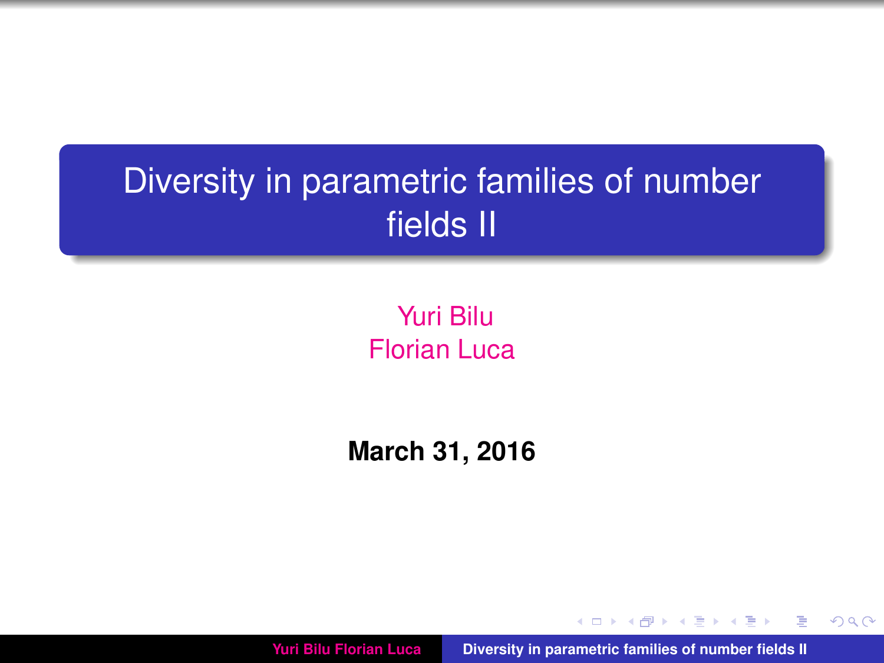# Diversity in parametric families of number fields II

Yuri Bilu
Florian Luca

**March 31, 2016**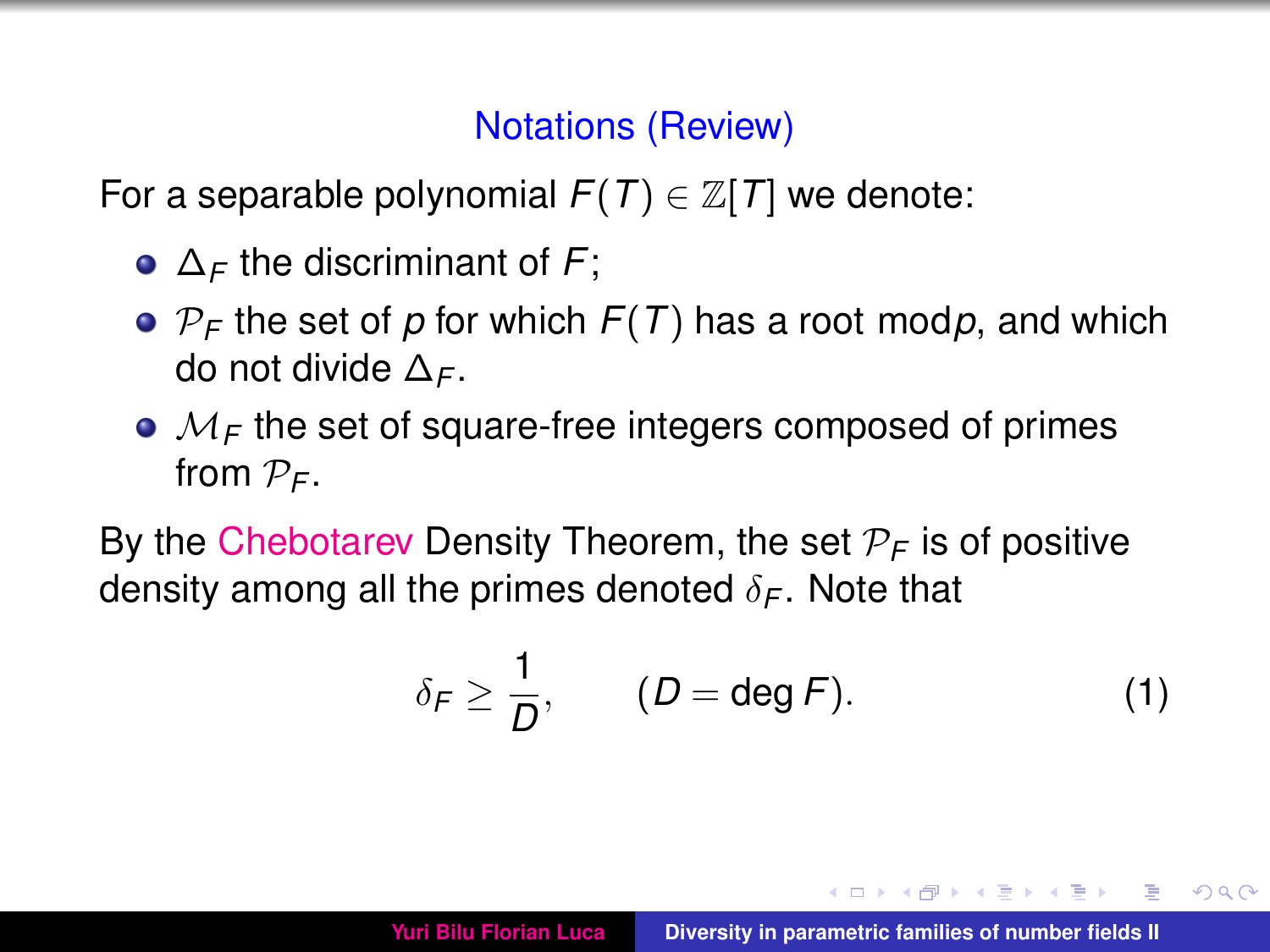## Notations (Review)

For a separable polynomial $F(T) \in \mathbb{Z}[T]$ we denote:

- $\Delta_F$ the discriminant of $F$;
- $\mathcal{P}_F$ the set of $p$ for which $F(T)$ has a root mod$p$, and which do not divide $\Delta_F$.
- $\mathcal{M}_F$ the set of square-free integers composed of primes from $\mathcal{P}_F$.

By the Chebotarev Density Theorem, the set $\mathcal{P}_F$ is of positive density among all the primes denoted $\delta_F$. Note that

$$\delta_F \geq \frac{1}{D}, \qquad (D = \deg F). \tag{1}$$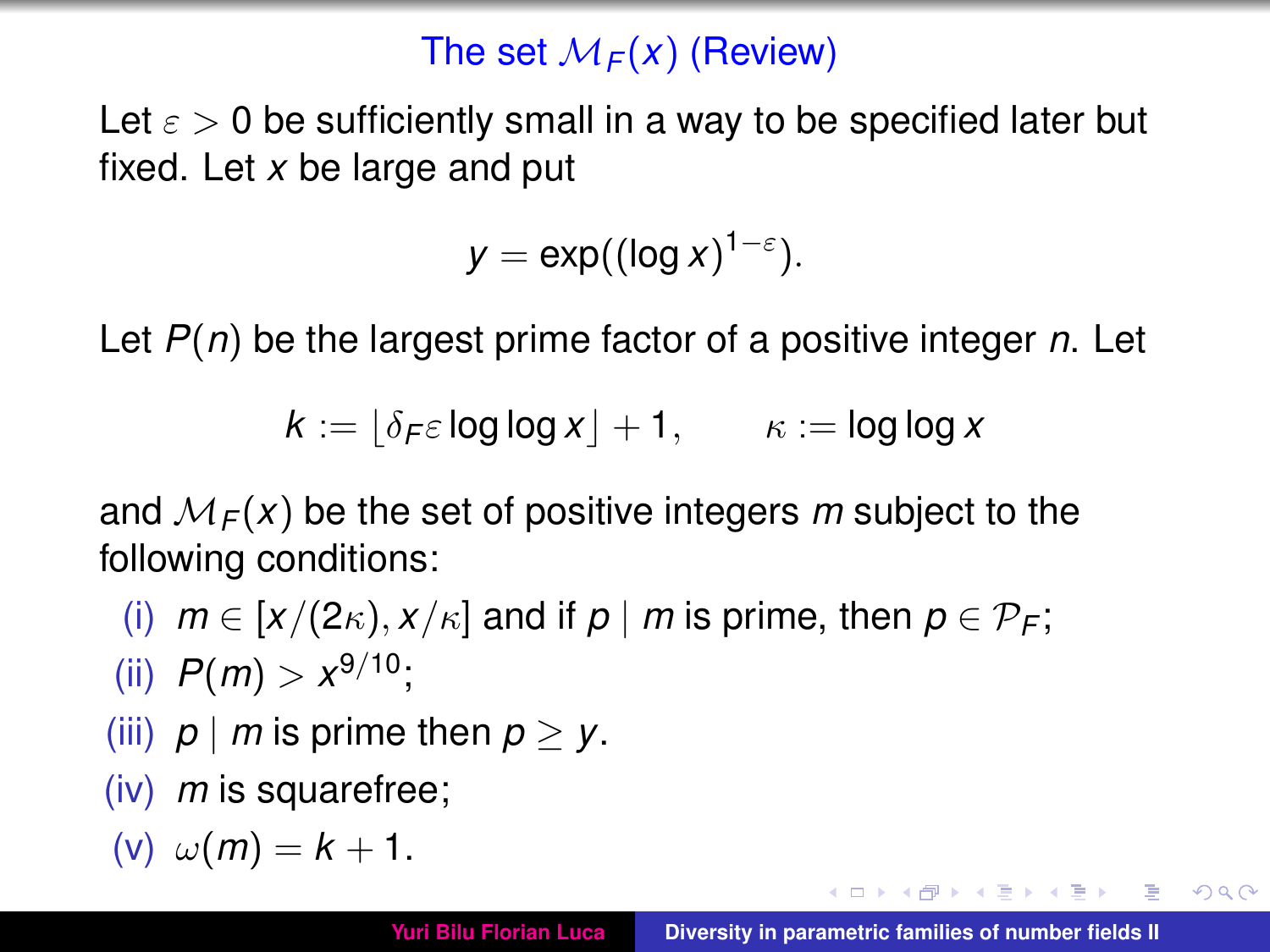# The set $\mathcal{M}_F(x)$ (Review)

Let $\varepsilon > 0$ be sufficiently small in a way to be specified later but fixed. Let $x$ be large and put

$$y = \exp((\log x)^{1-\varepsilon}).$$

Let $P(n)$ be the largest prime factor of a positive integer $n$. Let

$$k := \lfloor \delta_F \varepsilon \log\log x \rfloor + 1, \qquad \kappa := \log\log x$$

and $\mathcal{M}_F(x)$ be the set of positive integers $m$ subject to the following conditions:

(i) $m \in [x/(2\kappa), x/\kappa]$ and if $p \mid m$ is prime, then $p \in \mathcal{P}_F$;

(ii) $P(m) > x^{9/10}$;

(iii) $p \mid m$ is prime then $p \geq y$.

(iv) $m$ is squarefree;

(v) $\omega(m) = k + 1$.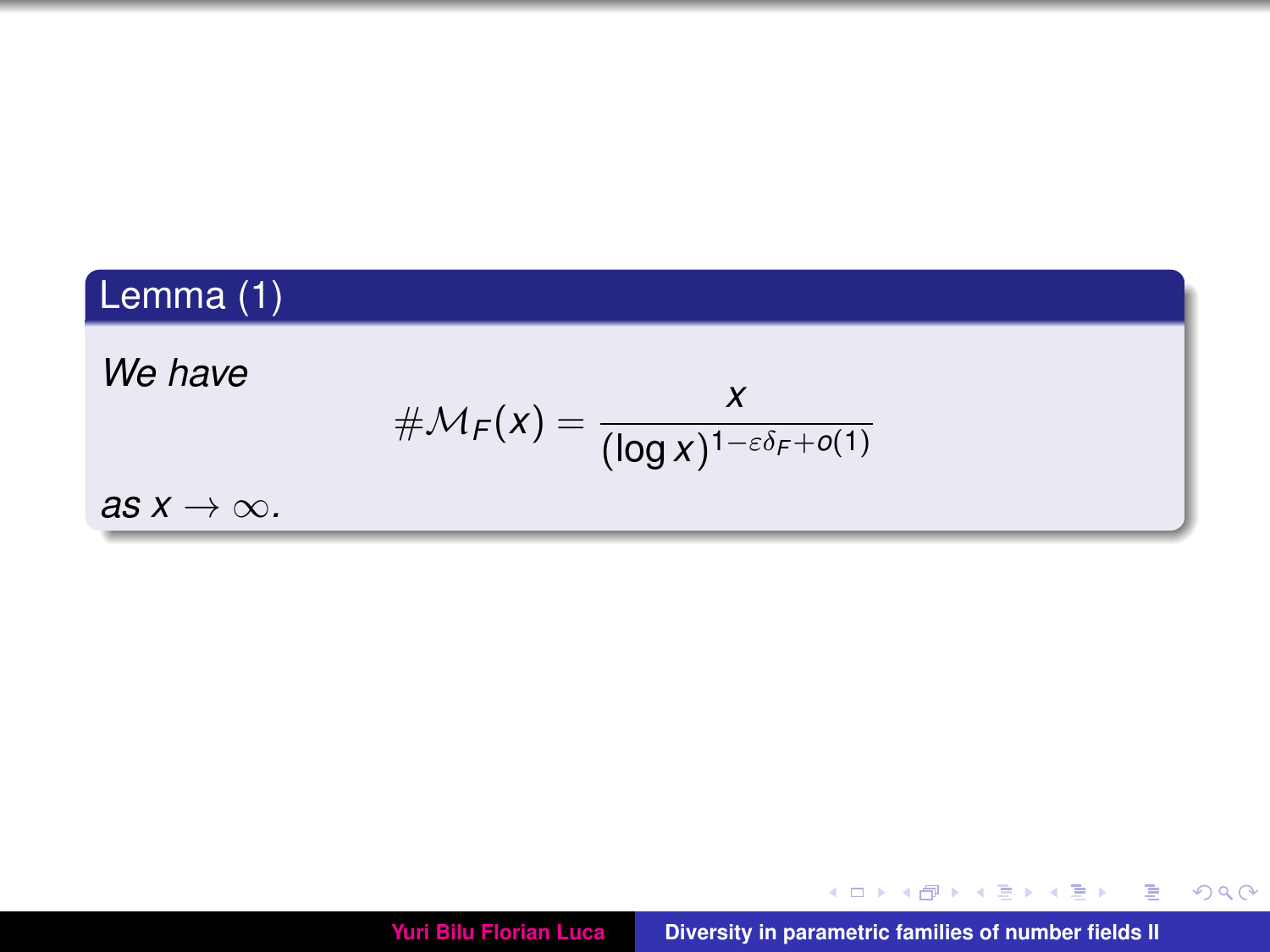**Lemma (1)**

*We have*

$$\#\mathcal{M}_F(x) = \frac{x}{(\log x)^{1-\varepsilon\delta_F+o(1)}}$$

*as* $x \to \infty$.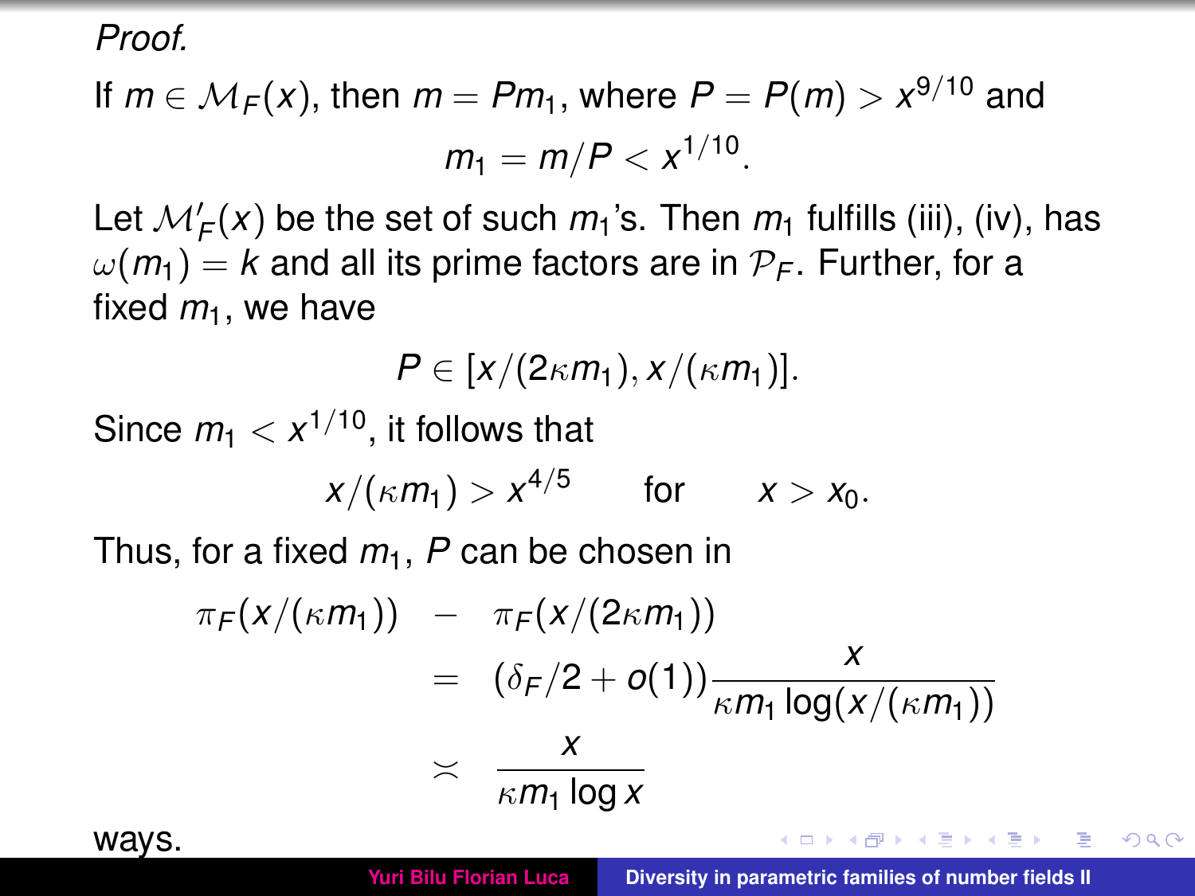*Proof.*

If $m \in \mathcal{M}_F(x)$, then $m = Pm_1$, where $P = P(m) > x^{9/10}$ and

$$m_1 = m/P < x^{1/10}.$$

Let $\mathcal{M}'_F(x)$ be the set of such $m_1$'s. Then $m_1$ fulfills (iii), (iv), has $\omega(m_1) = k$ and all its prime factors are in $\mathcal{P}_F$. Further, for a fixed $m_1$, we have

$$P \in [x/(2\kappa m_1), x/(\kappa m_1)].$$

Since $m_1 < x^{1/10}$, it follows that

$$x/(\kappa m_1) > x^{4/5} \qquad \text{for} \qquad x > x_0.$$

Thus, for a fixed $m_1$, $P$ can be chosen in

$$\begin{aligned}
\pi_F(x/(\kappa m_1)) \quad - \quad & \pi_F(x/(2\kappa m_1)) \\
= \quad & (\delta_F/2 + o(1)) \frac{x}{\kappa m_1 \log(x/(\kappa m_1))} \\
\asymp \quad & \frac{x}{\kappa m_1 \log x}
\end{aligned}$$

ways.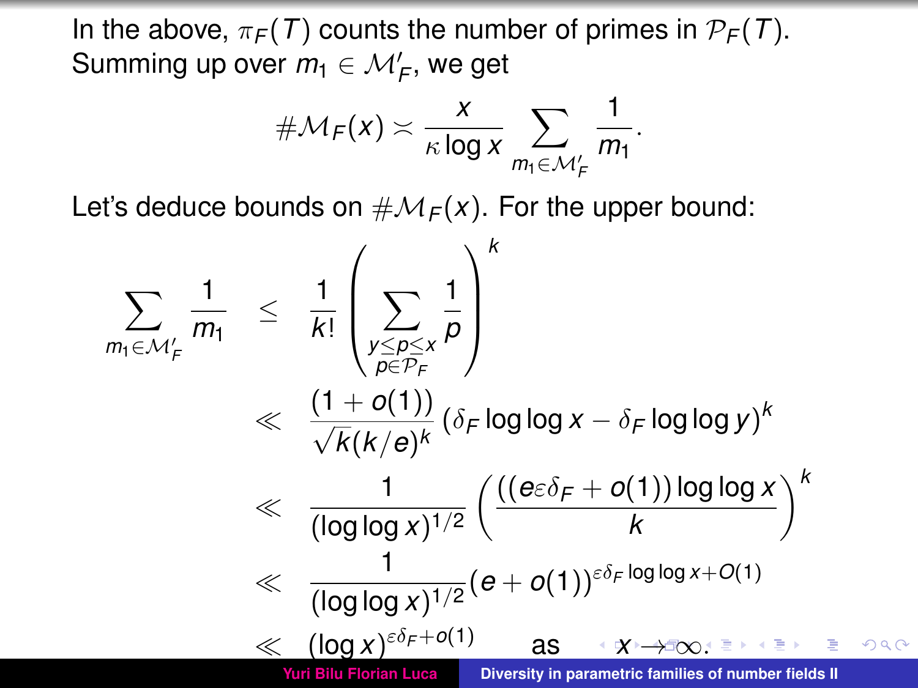In the above, $\pi_F(T)$ counts the number of primes in $\mathcal{P}_F(T)$. Summing up over $m_1 \in \mathcal{M}'_F$, we get

$$\#\mathcal{M}_F(x) \asymp \frac{x}{\kappa \log x} \sum_{m_1 \in \mathcal{M}'_F} \frac{1}{m_1}.$$

Let's deduce bounds on $\#\mathcal{M}_F(x)$. For the upper bound:

$$\begin{aligned}
\sum_{m_1 \in \mathcal{M}'_F} \frac{1}{m_1} &\leq \frac{1}{k!} \Bigg( \sum_{\substack{y \leq p \leq x \\ p \in \mathcal{P}_F}} \frac{1}{p} \Bigg)^k \\
&\ll \frac{(1+o(1))}{\sqrt{k}(k/e)^k} (\delta_F \log\log x - \delta_F \log\log y)^k \\
&\ll \frac{1}{(\log\log x)^{1/2}} \left( \frac{((e\varepsilon\delta_F + o(1)) \log\log x}{k} \right)^k \\
&\ll \frac{1}{(\log\log x)^{1/2}} (e + o(1))^{\varepsilon\delta_F \log\log x + O(1)} \\
&\ll (\log x)^{\varepsilon\delta_F + o(1)} \qquad \text{as} \quad x \to \infty.
\end{aligned}$$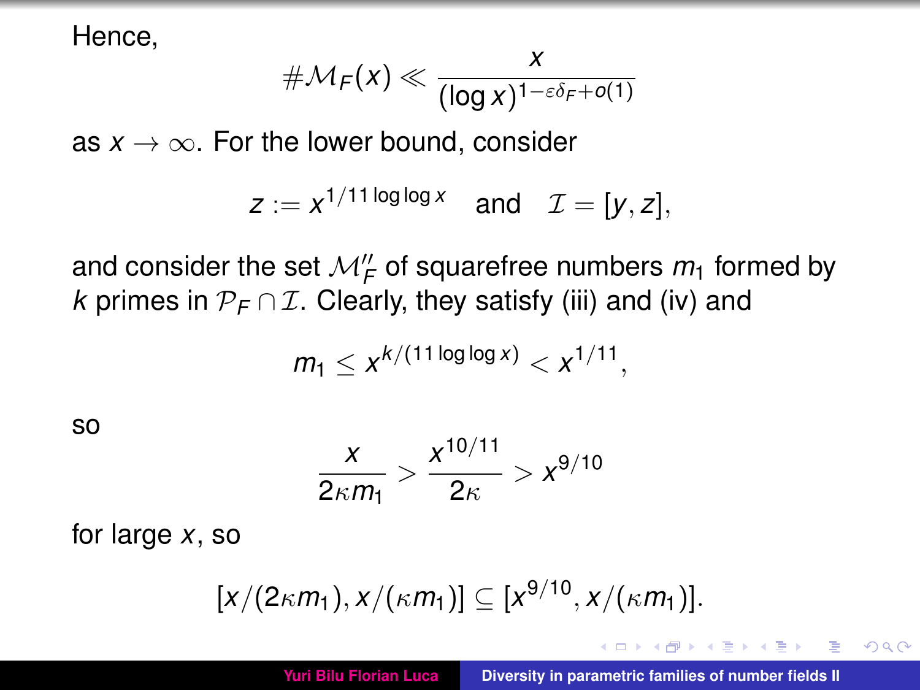Hence,

$$\#\mathcal{M}_F(x) \ll \frac{x}{(\log x)^{1-\varepsilon\delta_F+o(1)}}$$

as $x \to \infty$. For the lower bound, consider

$$z := x^{1/11 \log\log x} \quad \text{and} \quad \mathcal{I} = [y, z],$$

and consider the set $\mathcal{M}''_F$ of squarefree numbers $m_1$ formed by $k$ primes in $\mathcal{P}_F \cap \mathcal{I}$. Clearly, they satisfy (iii) and (iv) and

$$m_1 \le x^{k/(11 \log\log x)} < x^{1/11},$$

so

$$\frac{x}{2\kappa m_1} > \frac{x^{10/11}}{2\kappa} > x^{9/10}$$

for large $x$, so

$$[x/(2\kappa m_1), x/(\kappa m_1)] \subseteq [x^{9/10}, x/(\kappa m_1)].$$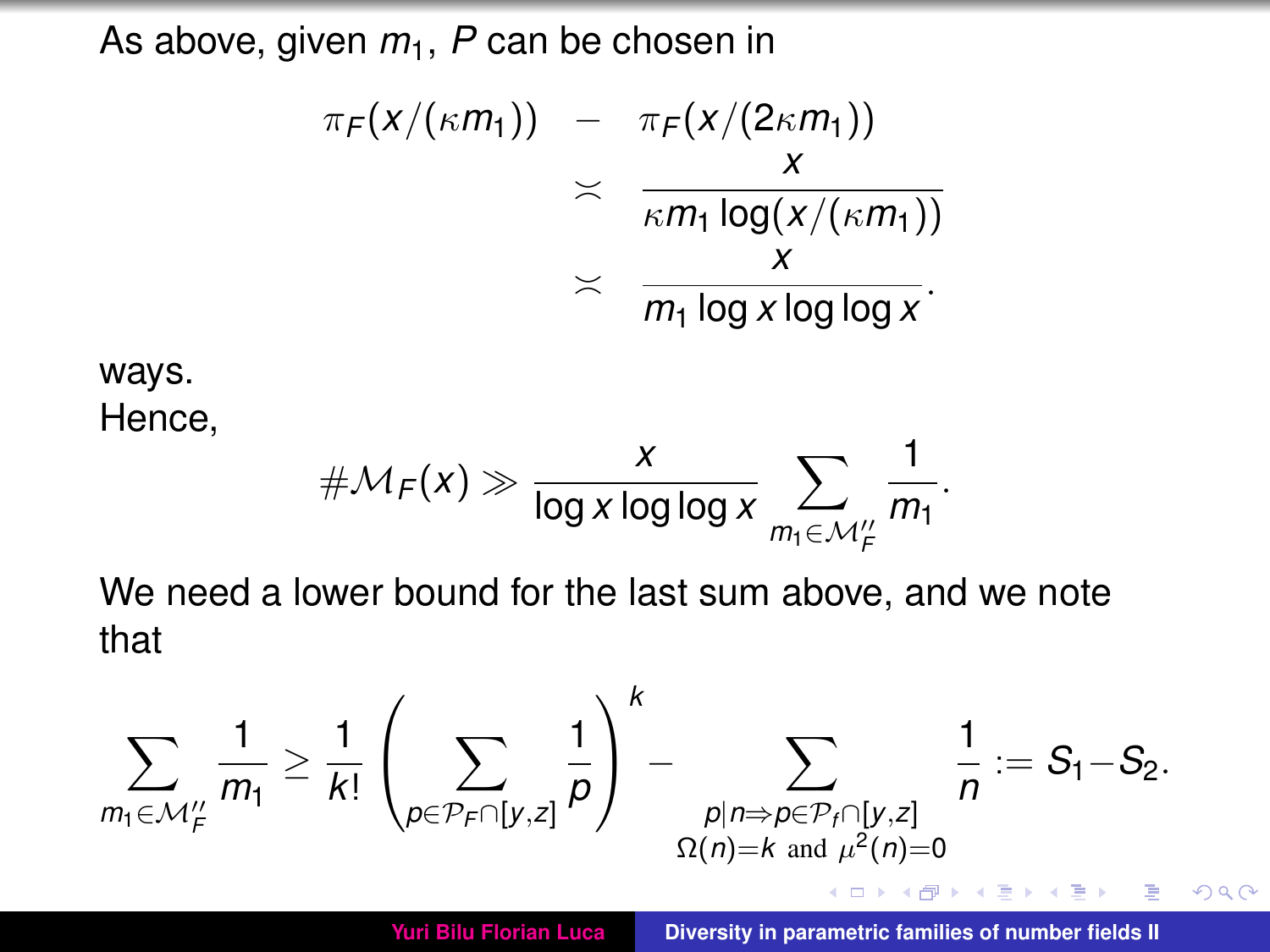As above, given $m_1$, $P$ can be chosen in

$$
\begin{aligned}
\pi_F(x/(\kappa m_1)) \quad - \quad & \pi_F(x/(2\kappa m_1)) \\
\asymp \quad & \frac{x}{\kappa m_1 \log(x/(\kappa m_1))} \\
\asymp \quad & \frac{x}{m_1 \log x \log\log x}.
\end{aligned}
$$

ways.
Hence,

$$
\#\mathcal{M}_F(x) \gg \frac{x}{\log x \log\log x} \sum_{m_1 \in \mathcal{M}_F''} \frac{1}{m_1}.
$$

We need a lower bound for the last sum above, and we note that

$$
\sum_{m_1 \in \mathcal{M}_F''} \frac{1}{m_1} \geq \frac{1}{k!} \left( \sum_{p \in \mathcal{P}_F \cap [y,z]} \frac{1}{p} \right)^k - \sum_{\substack{p \mid n \Rightarrow p \in \mathcal{P}_f \cap [y,z] \\ \Omega(n)=k \text{ and } \mu^2(n)=0}} \frac{1}{n} := S_1 - S_2.
$$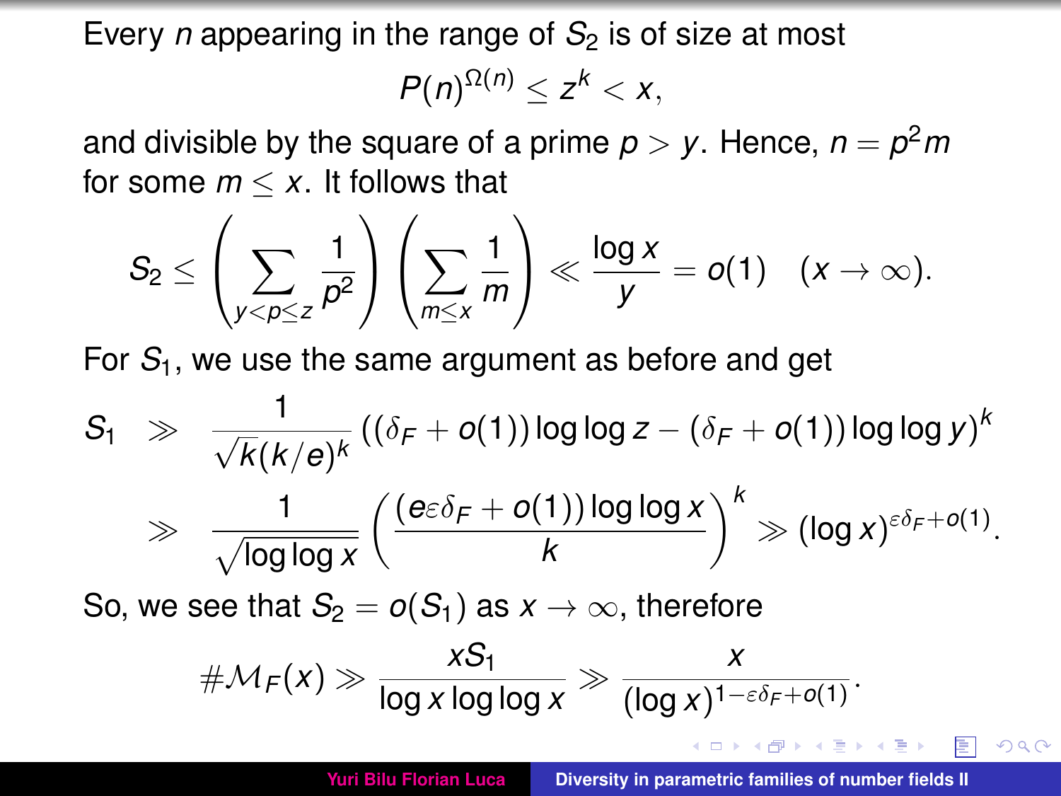Every $n$ appearing in the range of $S_2$ is of size at most

$$P(n)^{\Omega(n)} \le z^k < x,$$

and divisible by the square of a prime $p > y$. Hence, $n = p^2 m$ for some $m \le x$. It follows that

$$S_2 \le \left( \sum_{y<p\le z} \frac{1}{p^2} \right) \left( \sum_{m \le x} \frac{1}{m} \right) \ll \frac{\log x}{y} = o(1) \quad (x \to \infty).$$

For $S_1$, we use the same argument as before and get

$$\begin{aligned} S_1 &\gg \frac{1}{\sqrt{k}(k/e)^k} \left( (\delta_F + o(1)) \log\log z - (\delta_F + o(1)) \log\log y \right)^k \\ &\gg \frac{1}{\sqrt{\log\log x}} \left( \frac{(e\varepsilon\delta_F + o(1)) \log\log x}{k} \right)^k \gg (\log x)^{\varepsilon\delta_F + o(1)}. \end{aligned}$$

So, we see that $S_2 = o(S_1)$ as $x \to \infty$, therefore

$$\#\mathcal{M}_F(x) \gg \frac{x S_1}{\log x \log\log x} \gg \frac{x}{(\log x)^{1-\varepsilon\delta_F + o(1)}}.$$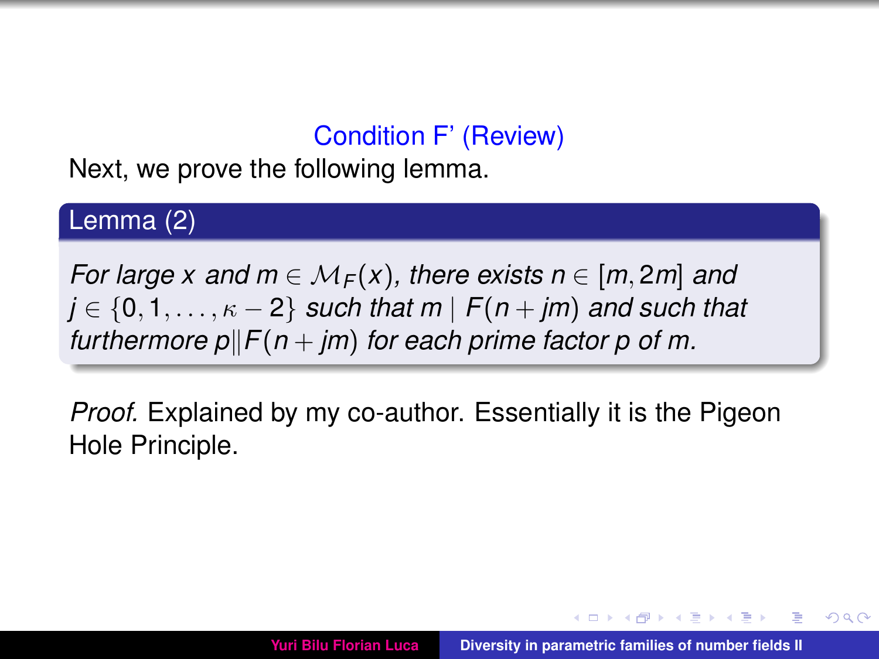## Condition F' (Review)

Next, we prove the following lemma.

**Lemma (2)**

*For large $x$ and $m \in \mathcal{M}_F(x)$, there exists $n \in [m, 2m]$ and $j \in \{0, 1, \ldots, \kappa - 2\}$ such that $m \mid F(n + jm)$ and such that furthermore $p \| F(n + jm)$ for each prime factor $p$ of $m$.*

*Proof.* Explained by my co-author. Essentially it is the Pigeon Hole Principle.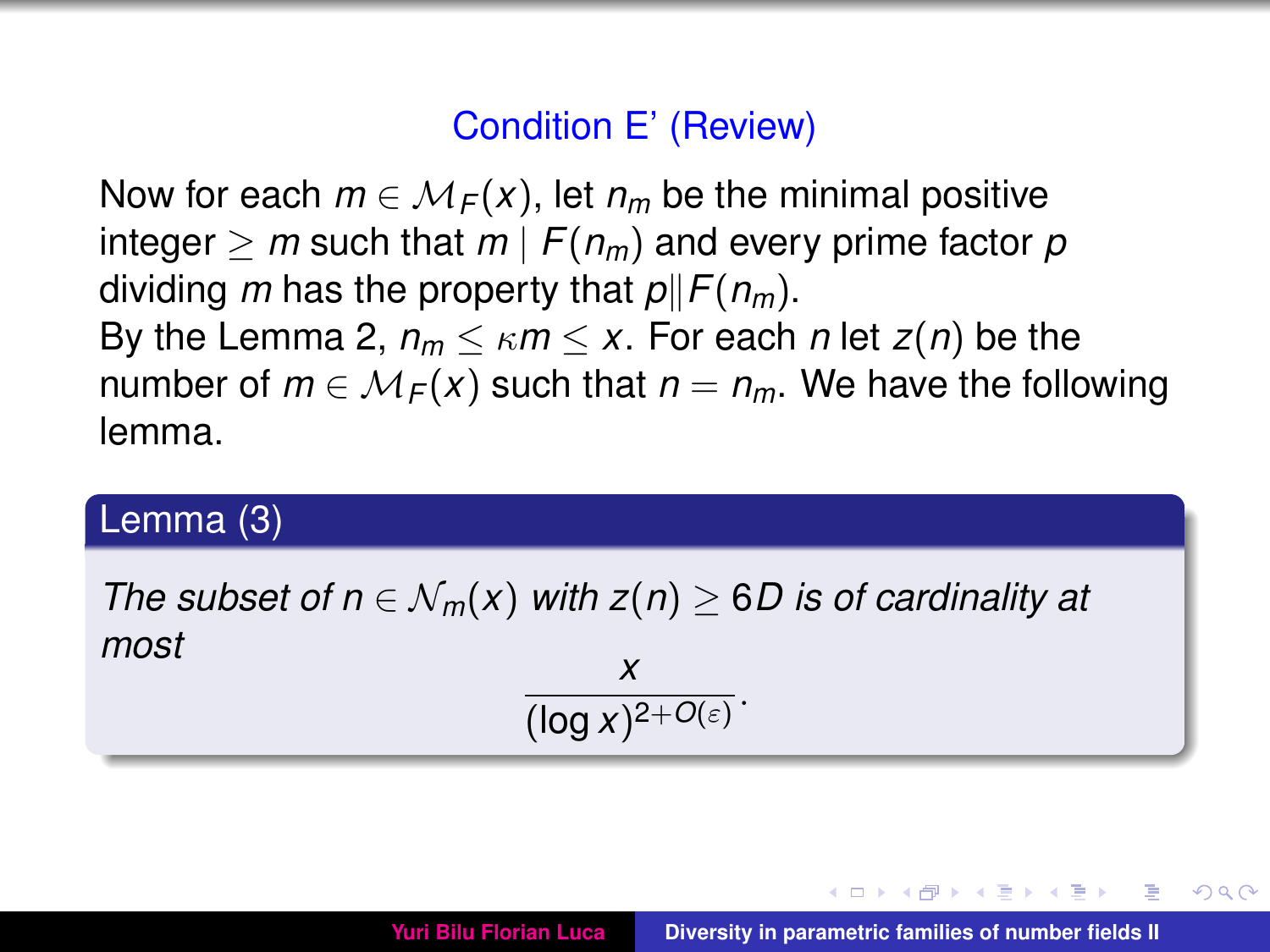## Condition E' (Review)

Now for each $m \in \mathcal{M}_F(x)$, let $n_m$ be the minimal positive integer $\geq m$ such that $m \mid F(n_m)$ and every prime factor $p$ dividing $m$ has the property that $p \| F(n_m)$.

By the Lemma 2, $n_m \leq \kappa m \leq x$. For each $n$ let $z(n)$ be the number of $m \in \mathcal{M}_F(x)$ such that $n = n_m$. We have the following lemma.

**Lemma (3)**

*The subset of $n \in \mathcal{N}_m(x)$ with $z(n) \geq 6D$ is of cardinality at most*

$$\frac{x}{(\log x)^{2+O(\varepsilon)}}.$$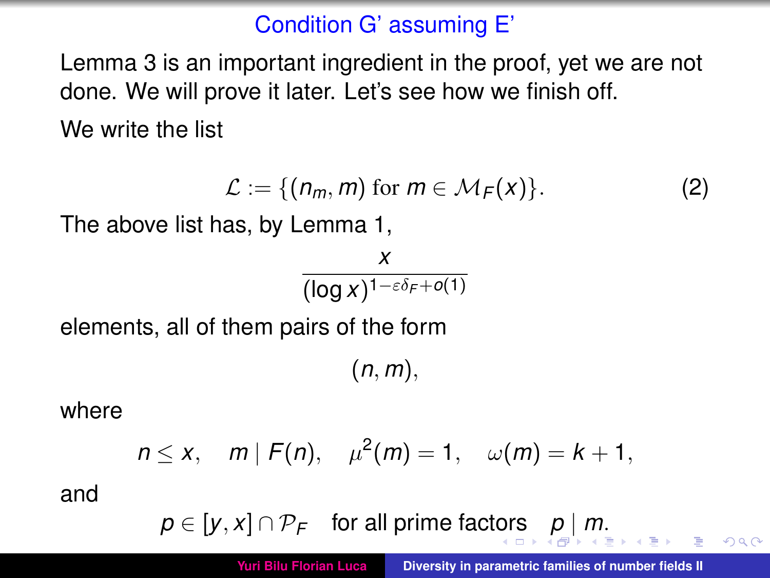## Condition G' assuming E'

Lemma 3 is an important ingredient in the proof, yet we are not done. We will prove it later. Let's see how we finish off.

We write the list

$$\mathcal{L} := \{(n_m, m) \text{ for } m \in \mathcal{M}_F(x)\}. \tag{2}$$

The above list has, by Lemma 1,

$$\frac{x}{(\log x)^{1-\varepsilon\delta_F + o(1)}}$$

elements, all of them pairs of the form

$$(n, m),$$

where

$$n \le x, \quad m \mid F(n), \quad \mu^2(m) = 1, \quad \omega(m) = k + 1,$$

and

$$p \in [y, x] \cap \mathcal{P}_F \quad \text{for all prime factors} \quad p \mid m.$$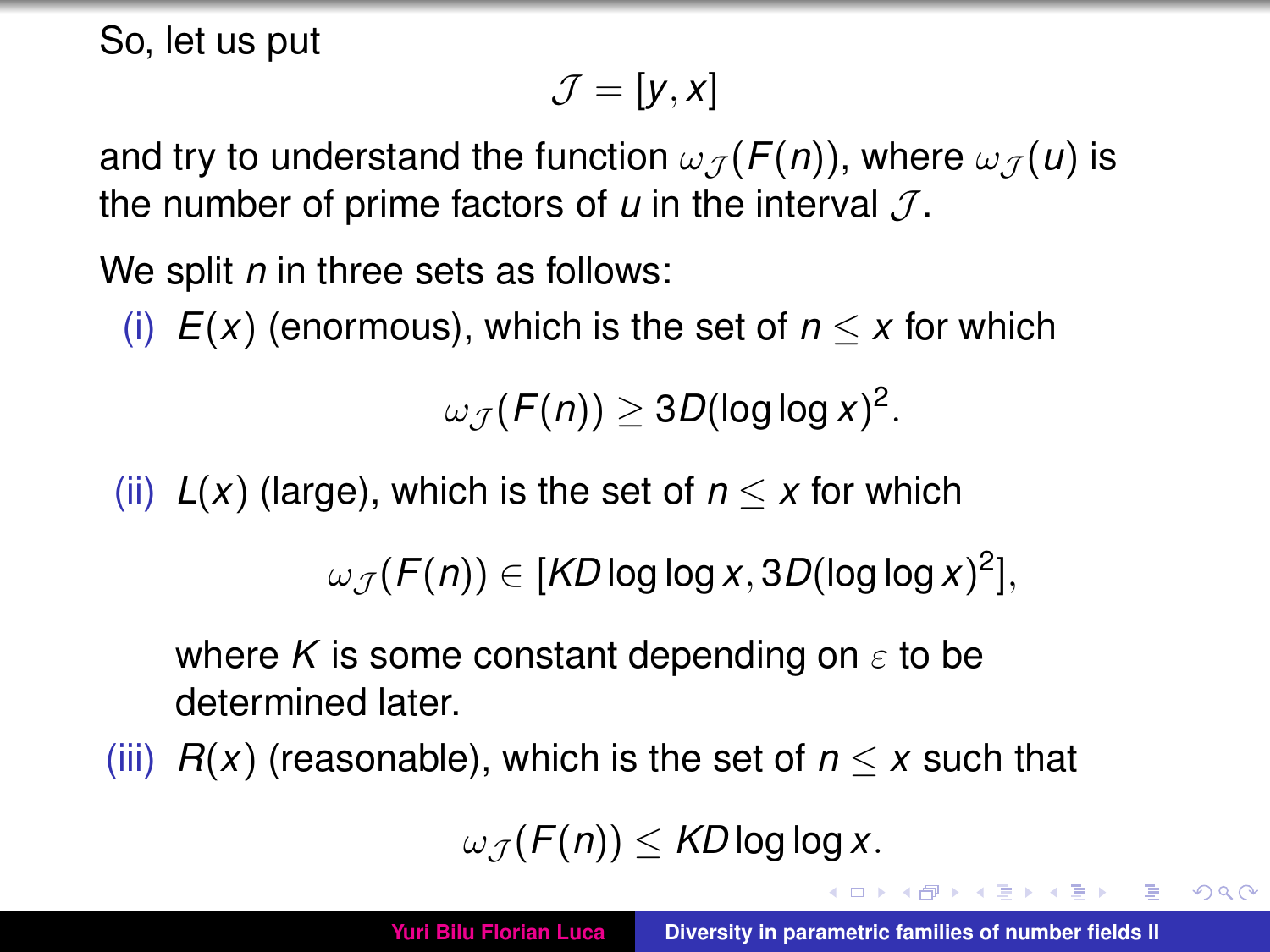So, let us put

$$\mathcal{J} = [y, x]$$

and try to understand the function $\omega_{\mathcal{J}}(F(n))$, where $\omega_{\mathcal{J}}(u)$ is the number of prime factors of $u$ in the interval $\mathcal{J}$.

We split $n$ in three sets as follows:

(i) $E(x)$ (enormous), which is the set of $n \le x$ for which

$$\omega_{\mathcal{J}}(F(n)) \ge 3D(\log\log x)^2.$$

(ii) $L(x)$ (large), which is the set of $n \le x$ for which

$$\omega_{\mathcal{J}}(F(n)) \in [KD\log\log x, 3D(\log\log x)^2],$$

where $K$ is some constant depending on $\varepsilon$ to be determined later.

(iii) $R(x)$ (reasonable), which is the set of $n \le x$ such that

$$\omega_{\mathcal{J}}(F(n)) \le KD\log\log x.$$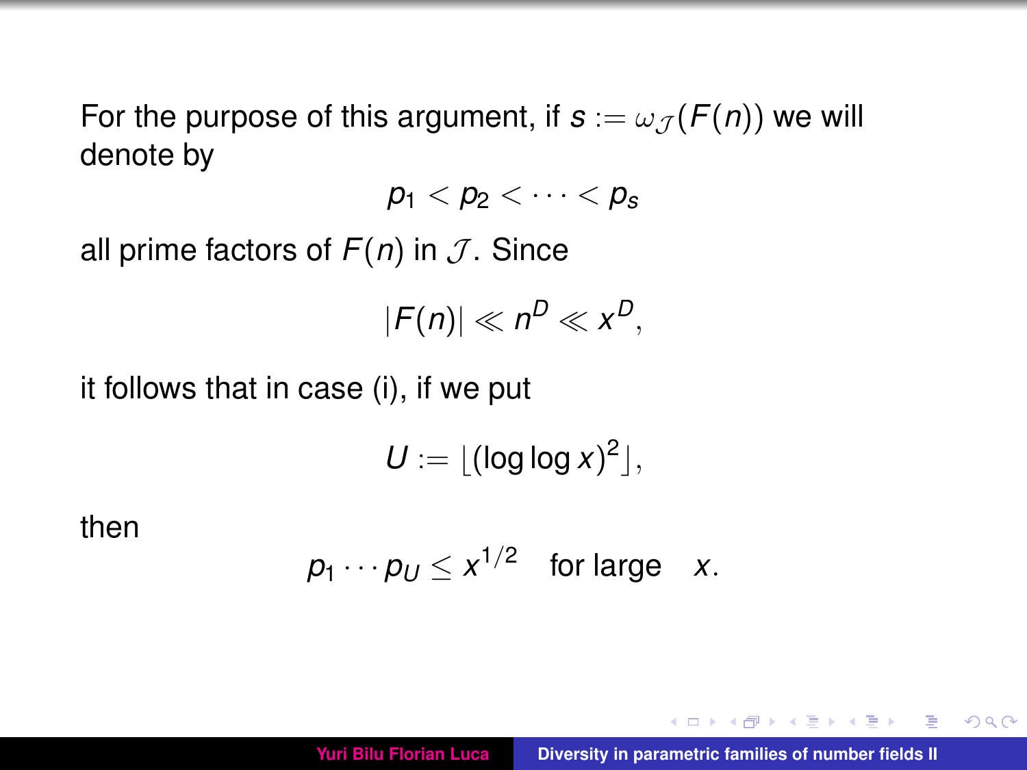For the purpose of this argument, if $s := \omega_{\mathcal{J}}(F(n))$ we will denote by

$$p_1 < p_2 < \cdots < p_s$$

all prime factors of $F(n)$ in $\mathcal{J}$. Since

$$|F(n)| \ll n^D \ll x^D,$$

it follows that in case (i), if we put

$$U := \lfloor (\log\log x)^2 \rfloor,$$

then

$$p_1 \cdots p_U \leq x^{1/2} \quad \text{for large} \quad x.$$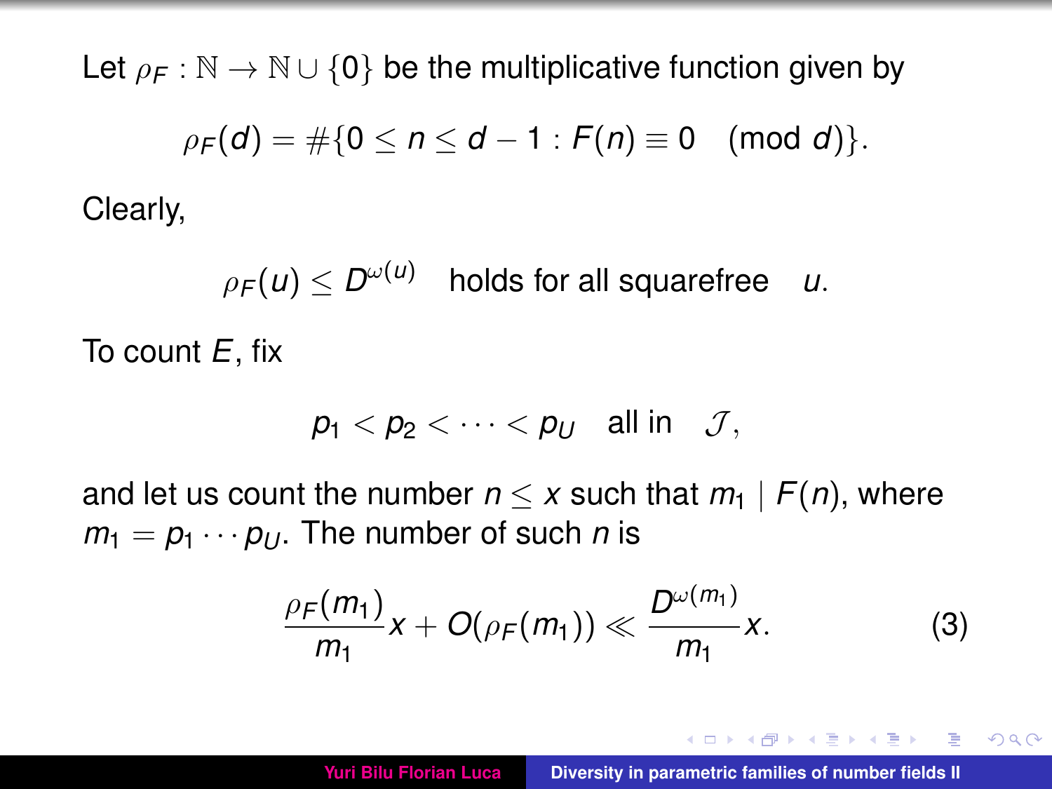Let $\rho_F : \mathbb{N} \to \mathbb{N} \cup \{0\}$ be the multiplicative function given by

$$\rho_F(d) = \#\{0 \le n \le d-1 : F(n) \equiv 0 \pmod{d}\}.$$

Clearly,

$$\rho_F(u) \le D^{\omega(u)} \quad \text{holds for all squarefree} \quad u.$$

To count $E$, fix

$$p_1 < p_2 < \cdots < p_U \quad \text{all in} \quad \mathcal{J},$$

and let us count the number $n \le x$ such that $m_1 \mid F(n)$, where $m_1 = p_1 \cdots p_U$. The number of such $n$ is

$$\frac{\rho_F(m_1)}{m_1} x + O(\rho_F(m_1)) \ll \frac{D^{\omega(m_1)}}{m_1} x. \tag{3}$$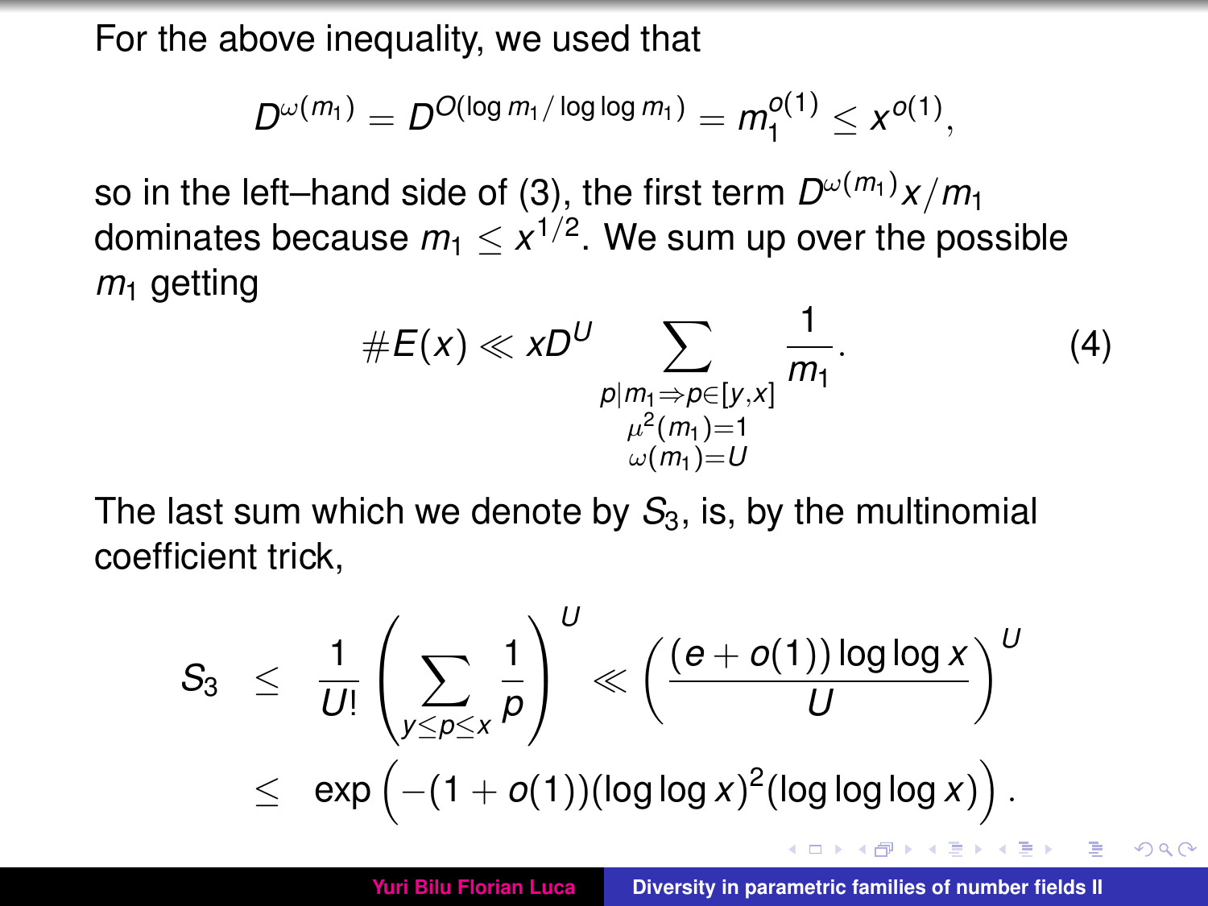For the above inequality, we used that

$$D^{\omega(m_1)} = D^{O(\log m_1/\log\log m_1)} = m_1^{o(1)} \le x^{o(1)},$$

so in the left–hand side of (3), the first term $D^{\omega(m_1)}x/m_1$ dominates because $m_1 \le x^{1/2}$. We sum up over the possible $m_1$ getting

$$\#E(x) \ll xD^U \sum_{\substack{p\mid m_1 \Rightarrow p\in[y,x]\\ \mu^2(m_1)=1\\ \omega(m_1)=U}} \frac{1}{m_1}. \tag{4}$$

The last sum which we denote by $S_3$, is, by the multinomial coefficient trick,

$$\begin{aligned}
S_3 &\le \frac{1}{U!}\left(\sum_{y\le p\le x}\frac{1}{p}\right)^U \ll \left(\frac{(e+o(1))\log\log x}{U}\right)^U \\
&\le \exp\left(-(1+o(1))(\log\log x)^2(\log\log\log x)\right).
\end{aligned}$$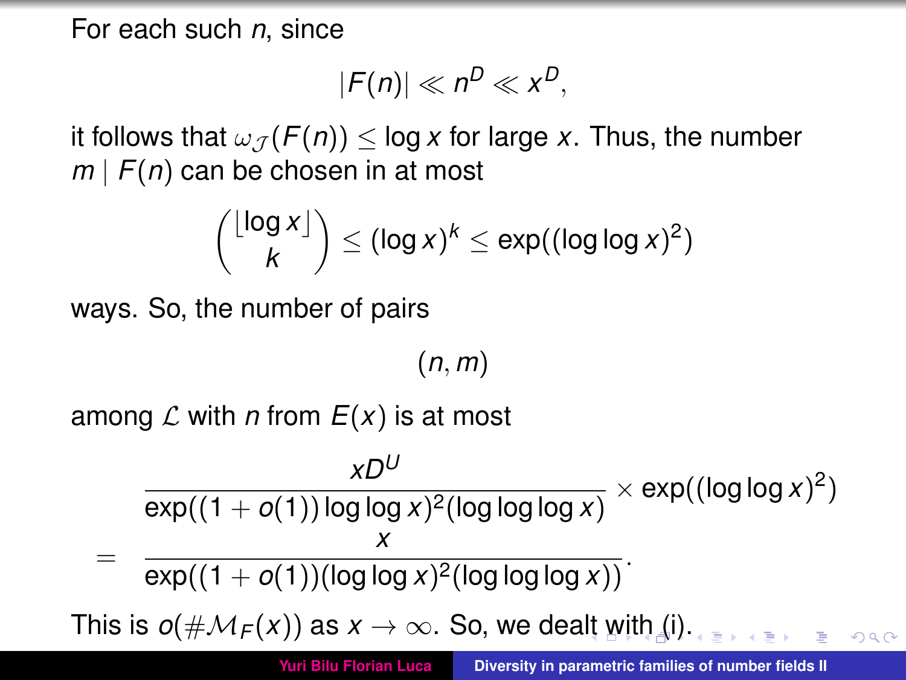For each such $n$, since

$$|F(n)| \ll n^D \ll x^D,$$

it follows that $\omega_{\mathcal{J}}(F(n)) \le \log x$ for large $x$. Thus, the number $m \mid F(n)$ can be chosen in at most

$$\binom{\lfloor \log x \rfloor}{k} \le (\log x)^k \le \exp((\log\log x)^2)$$

ways. So, the number of pairs

$$(n, m)$$

among $\mathcal{L}$ with $n$ from $E(x)$ is at most

$$\begin{aligned} & \frac{xD^U}{\exp((1+o(1))\log\log x)^2(\log\log\log x)} \times \exp((\log\log x)^2) \\ = \; & \frac{x}{\exp((1+o(1))(\log\log x)^2(\log\log\log x))}. \end{aligned}$$

This is $o(\#\mathcal{M}_F(x))$ as $x \to \infty$. So, we dealt with (i).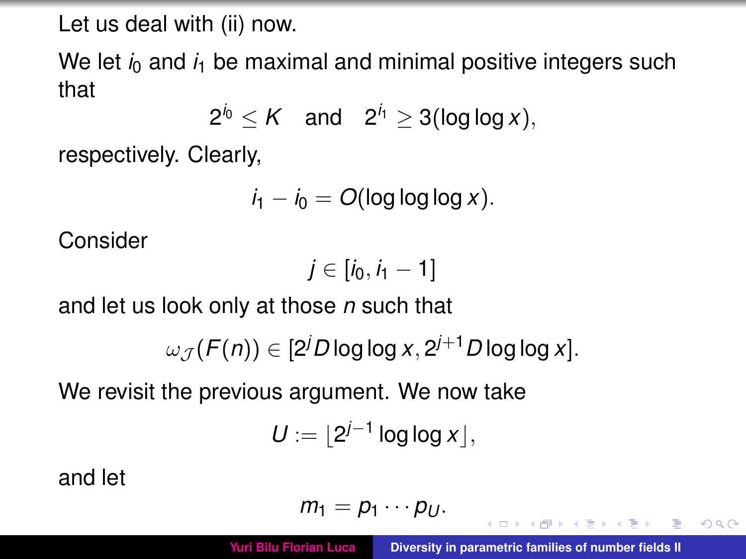Let us deal with (ii) now.

We let $i_0$ and $i_1$ be maximal and minimal positive integers such that

$$2^{i_0} \le K \quad \text{and} \quad 2^{i_1} \ge 3(\log\log x),$$

respectively. Clearly,

$$i_1 - i_0 = O(\log\log\log x).$$

Consider

$$j \in [i_0, i_1 - 1]$$

and let us look only at those $n$ such that

$$\omega_{\mathcal{J}}(F(n)) \in [2^j D \log\log x, 2^{j+1} D \log\log x].$$

We revisit the previous argument. We now take

$$U := \lfloor 2^{j-1} \log\log x \rfloor,$$

and let

$$m_1 = p_1 \cdots p_U.$$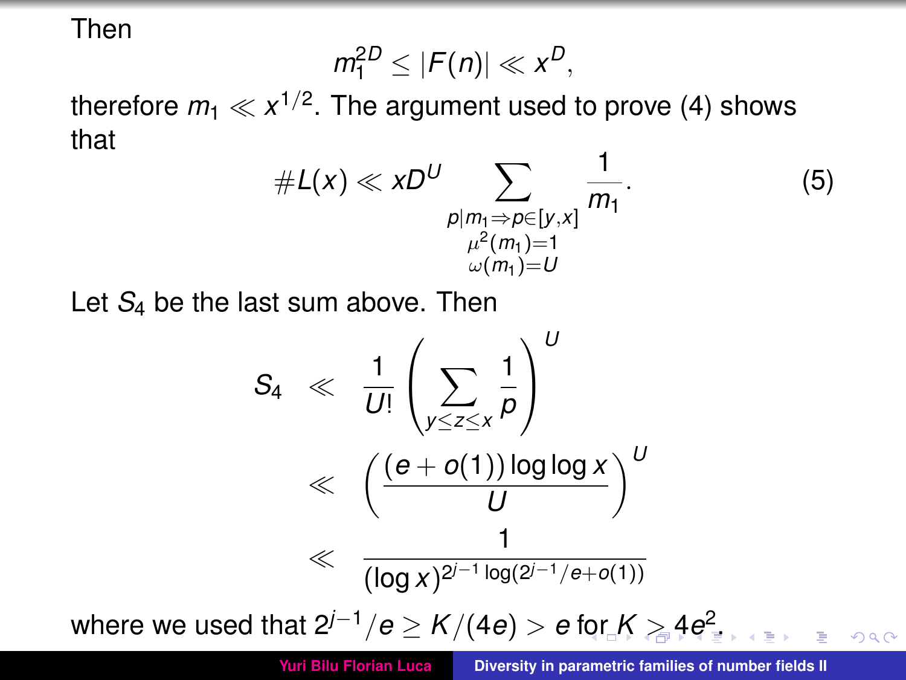Then

$$m_1^{2D} \le |F(n)| \ll x^D,$$

therefore $m_1 \ll x^{1/2}$. The argument used to prove (4) shows that

$$\#L(x) \ll xD^U \sum_{\substack{p \mid m_1 \Rightarrow p \in [y,x] \\ \mu^2(m_1)=1 \\ \omega(m_1)=U}} \frac{1}{m_1}. \tag{5}$$

Let $S_4$ be the last sum above. Then

$$\begin{aligned} S_4 &\ll \frac{1}{U!} \left( \sum_{y \le z \le x} \frac{1}{p} \right)^U \\ &\ll \left( \frac{(e + o(1)) \log \log x}{U} \right)^U \\ &\ll \frac{1}{(\log x)^{2^{j-1} \log(2^{j-1}/e + o(1))}} \end{aligned}$$

where we used that $2^{j-1}/e \ge K/(4e) > e$ for $K > 4e^2$.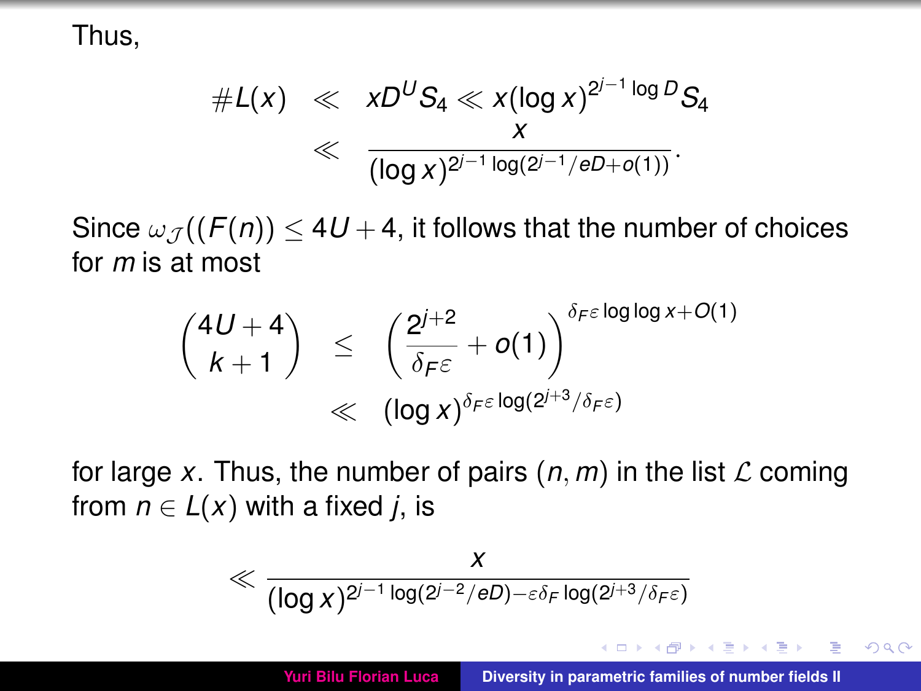Thus,

$$
\begin{aligned}
\#L(x) &\ll xD^U S_4 \ll x(\log x)^{2^{j-1}\log D} S_4 \\
&\ll \frac{x}{(\log x)^{2^{j-1}\log(2^{j-1}/eD+o(1))}}.
\end{aligned}
$$

Since $\omega_{\mathcal{J}}((F(n)) \le 4U+4$, it follows that the number of choices for $m$ is at most

$$
\begin{aligned}
\binom{4U+4}{k+1} &\le \left(\frac{2^{j+2}}{\delta_F \varepsilon} + o(1)\right)^{\delta_F \varepsilon \log\log x + O(1)} \\
&\ll (\log x)^{\delta_F \varepsilon \log(2^{j+3}/\delta_F \varepsilon)}
\end{aligned}
$$

for large $x$. Thus, the number of pairs $(n, m)$ in the list $\mathcal{L}$ coming from $n \in L(x)$ with a fixed $j$, is

$$
\ll \frac{x}{(\log x)^{2^{j-1}\log(2^{j-2}/eD) - \varepsilon\delta_F \log(2^{j+3}/\delta_F \varepsilon)}}
$$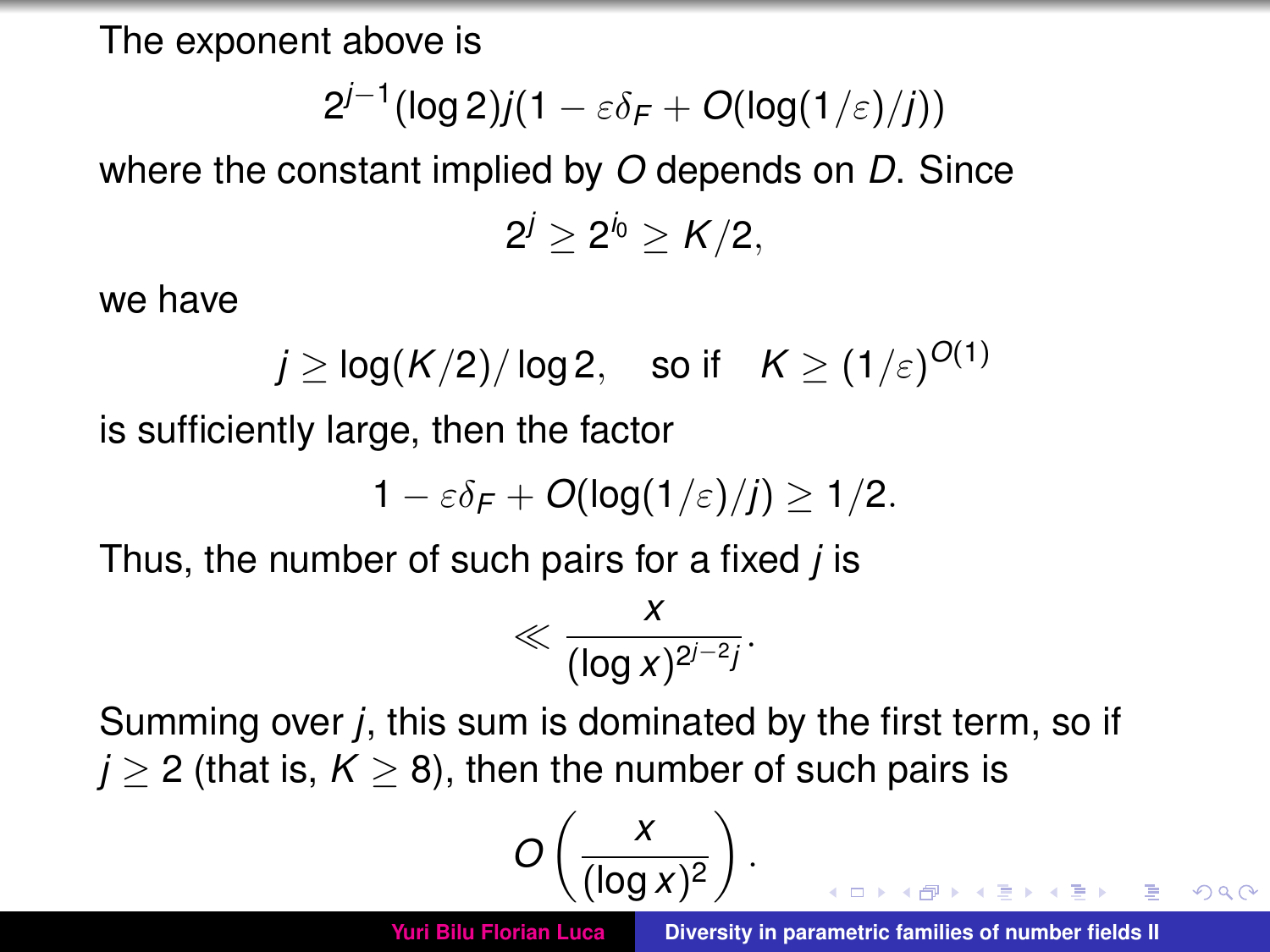The exponent above is

$$2^{j-1}(\log 2)j(1 - \varepsilon\delta_F + O(\log(1/\varepsilon)/j))$$

where the constant implied by $O$ depends on $D$. Since

$$2^j \geq 2^{i_0} \geq K/2,$$

we have

$$j \geq \log(K/2)/\log 2, \quad \text{so if} \quad K \geq (1/\varepsilon)^{O(1)}$$

is sufficiently large, then the factor

$$1 - \varepsilon\delta_F + O(\log(1/\varepsilon)/j) \geq 1/2.$$

Thus, the number of such pairs for a fixed $j$ is

$$\ll \frac{x}{(\log x)^{2^{j-2}j}}.$$

Summing over $j$, this sum is dominated by the first term, so if $j \geq 2$ (that is, $K \geq 8$), then the number of such pairs is

$$O\left(\frac{x}{(\log x)^2}\right).$$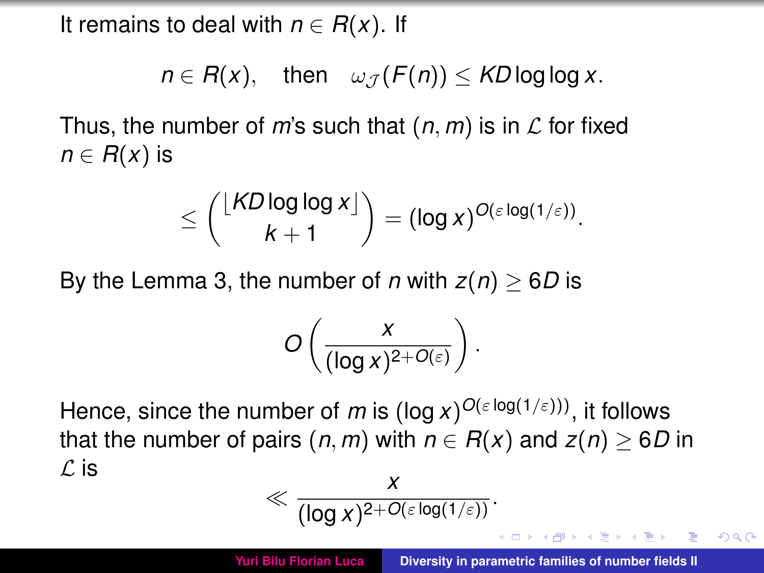It remains to deal with $n \in R(x)$. If

$$n \in R(x), \quad \text{then} \quad \omega_{\mathcal{J}}(F(n)) \le KD \log\log x.$$

Thus, the number of $m$'s such that $(n, m)$ is in $\mathcal{L}$ for fixed $n \in R(x)$ is

$$\le \binom{\lfloor KD \log\log x \rfloor}{k+1} = (\log x)^{O(\varepsilon \log(1/\varepsilon))}.$$

By the Lemma 3, the number of $n$ with $z(n) \ge 6D$ is

$$O\left(\frac{x}{(\log x)^{2+O(\varepsilon)}}\right).$$

Hence, since the number of $m$ is $(\log x)^{O(\varepsilon \log(1/\varepsilon)))}$, it follows that the number of pairs $(n, m)$ with $n \in R(x)$ and $z(n) \ge 6D$ in $\mathcal{L}$ is

$$\ll \frac{x}{(\log x)^{2+O(\varepsilon \log(1/\varepsilon))}}.$$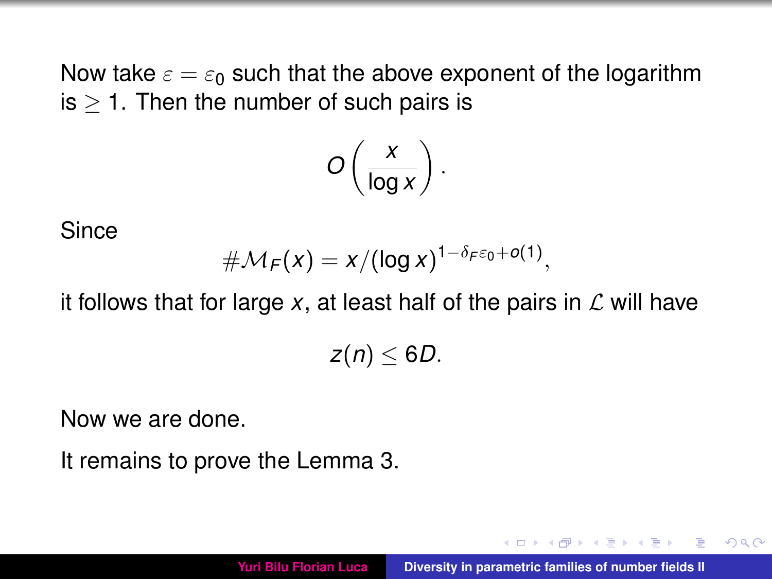Now take $\varepsilon = \varepsilon_0$ such that the above exponent of the logarithm is $\geq 1$. Then the number of such pairs is

$$O\left(\frac{x}{\log x}\right).$$

Since

$$\#\mathcal{M}_F(x) = x/(\log x)^{1-\delta_F\varepsilon_0+o(1)},$$

it follows that for large $x$, at least half of the pairs in $\mathcal{L}$ will have

$$z(n) \leq 6D.$$

Now we are done.

It remains to prove the Lemma 3.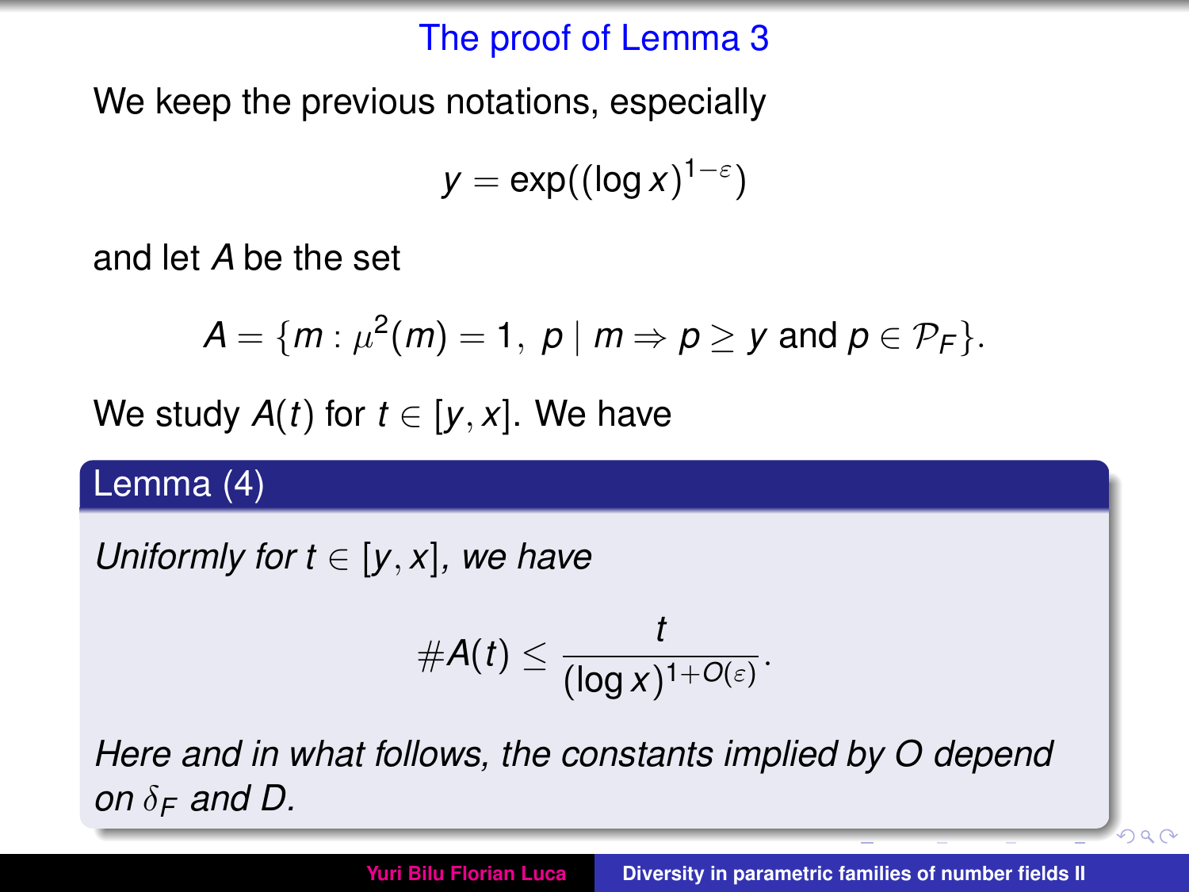# The proof of Lemma 3

We keep the previous notations, especially

$$y = \exp((\log x)^{1-\varepsilon})$$

and let $A$ be the set

$$A = \{m : \mu^2(m) = 1,\ p \mid m \Rightarrow p \geq y \text{ and } p \in \mathcal{P}_F\}.$$

We study $A(t)$ for $t \in [y, x]$. We have

**Lemma (4)**

*Uniformly for $t \in [y, x]$, we have*

$$\#A(t) \leq \frac{t}{(\log x)^{1+O(\varepsilon)}}.$$

*Here and in what follows, the constants implied by $O$ depend on $\delta_F$ and $D$.*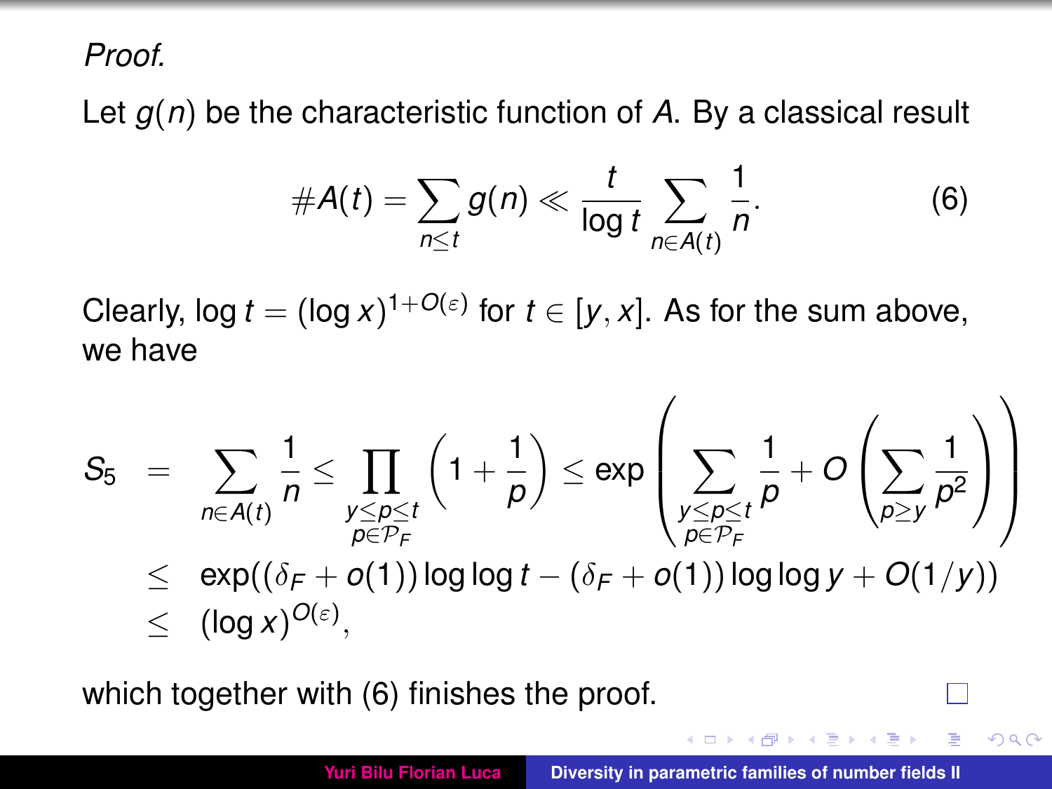*Proof.*

Let $g(n)$ be the characteristic function of $A$. By a classical result

$$\#A(t) = \sum_{n \le t} g(n) \ll \frac{t}{\log t} \sum_{n \in A(t)} \frac{1}{n}. \tag{6}$$

Clearly, $\log t = (\log x)^{1+O(\varepsilon)}$ for $t \in [y, x]$. As for the sum above, we have

$$\begin{aligned}
S_5 &= \sum_{n \in A(t)} \frac{1}{n} \le \prod_{\substack{y \le p \le t \\ p \in \mathcal{P}_F}} \left(1 + \frac{1}{p}\right) \le \exp\left( \sum_{\substack{y \le p \le t \\ p \in \mathcal{P}_F}} \frac{1}{p} + O\left( \sum_{p \ge y} \frac{1}{p^2} \right) \right) \\
&\le \exp((\delta_F + o(1)) \log\log t - (\delta_F + o(1)) \log\log y + O(1/y)) \\
&\le (\log x)^{O(\varepsilon)},
\end{aligned}$$

which together with (6) finishes the proof. □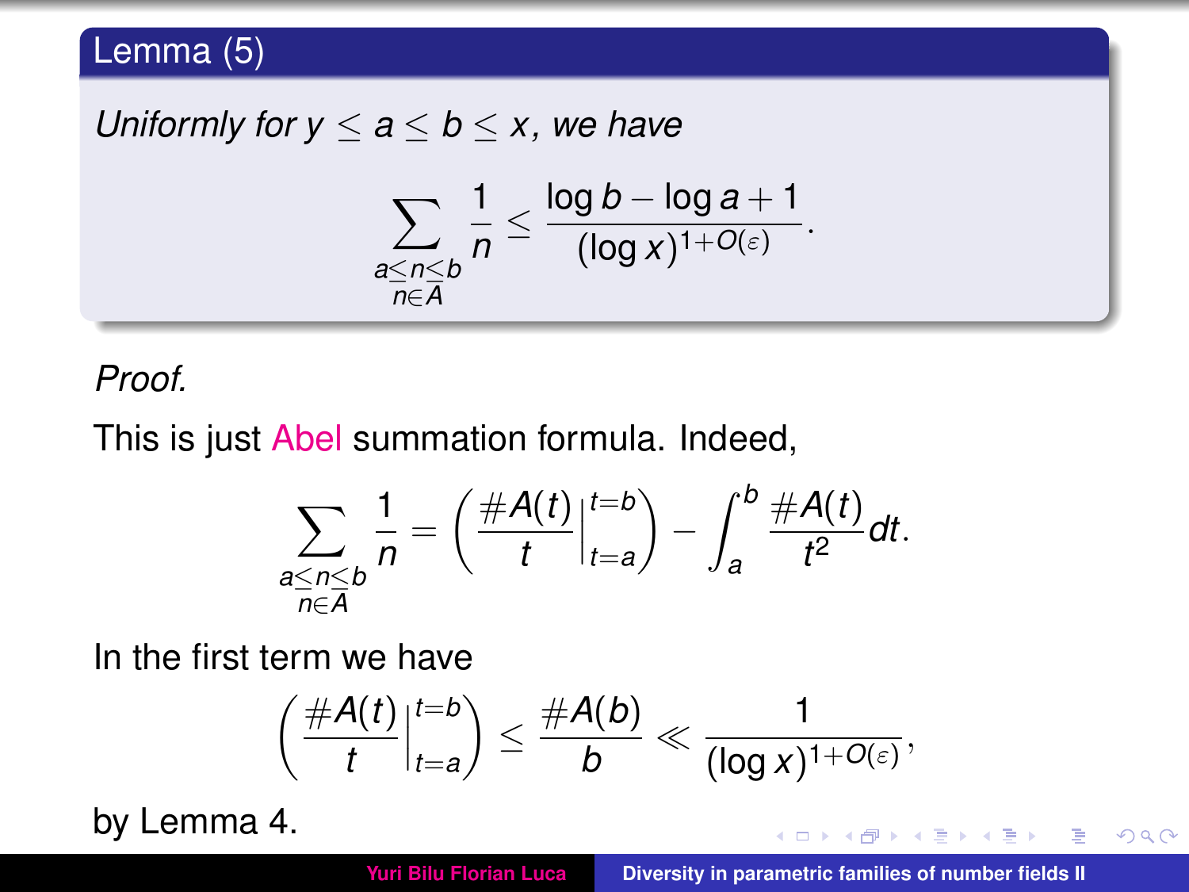**Lemma (5)**

*Uniformly for $y \le a \le b \le x$, we have*

$$\sum_{\substack{a \le n \le b \\ n \in A}} \frac{1}{n} \le \frac{\log b - \log a + 1}{(\log x)^{1+O(\varepsilon)}}.$$

*Proof.*

This is just Abel summation formula. Indeed,

$$\sum_{\substack{a \le n \le b \\ n \in A}} \frac{1}{n} = \left( \frac{\#A(t)}{t} \Big|_{t=a}^{t=b} \right) - \int_a^b \frac{\#A(t)}{t^2} dt.$$

In the first term we have

$$\left( \frac{\#A(t)}{t} \Big|_{t=a}^{t=b} \right) \le \frac{\#A(b)}{b} \ll \frac{1}{(\log x)^{1+O(\varepsilon)}},$$

by Lemma 4.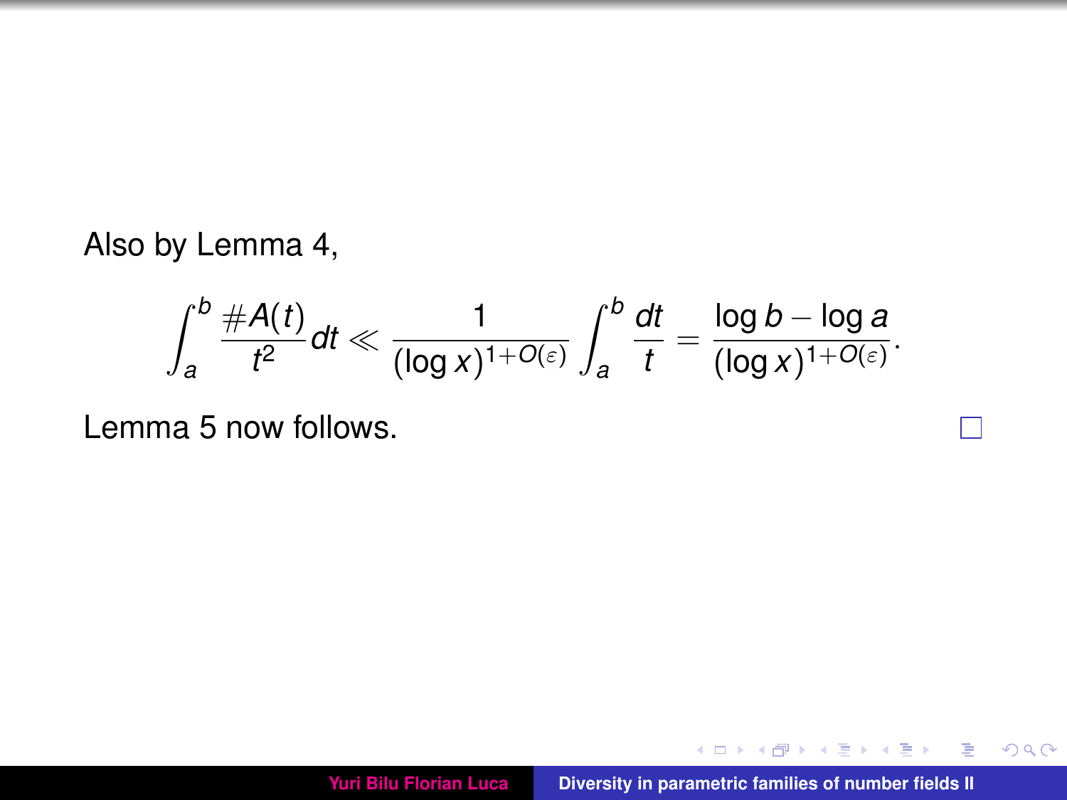Also by Lemma 4,

$$\int_a^b \frac{\#A(t)}{t^2} dt \ll \frac{1}{(\log x)^{1+O(\varepsilon)}} \int_a^b \frac{dt}{t} = \frac{\log b - \log a}{(\log x)^{1+O(\varepsilon)}}.$$

Lemma 5 now follows. □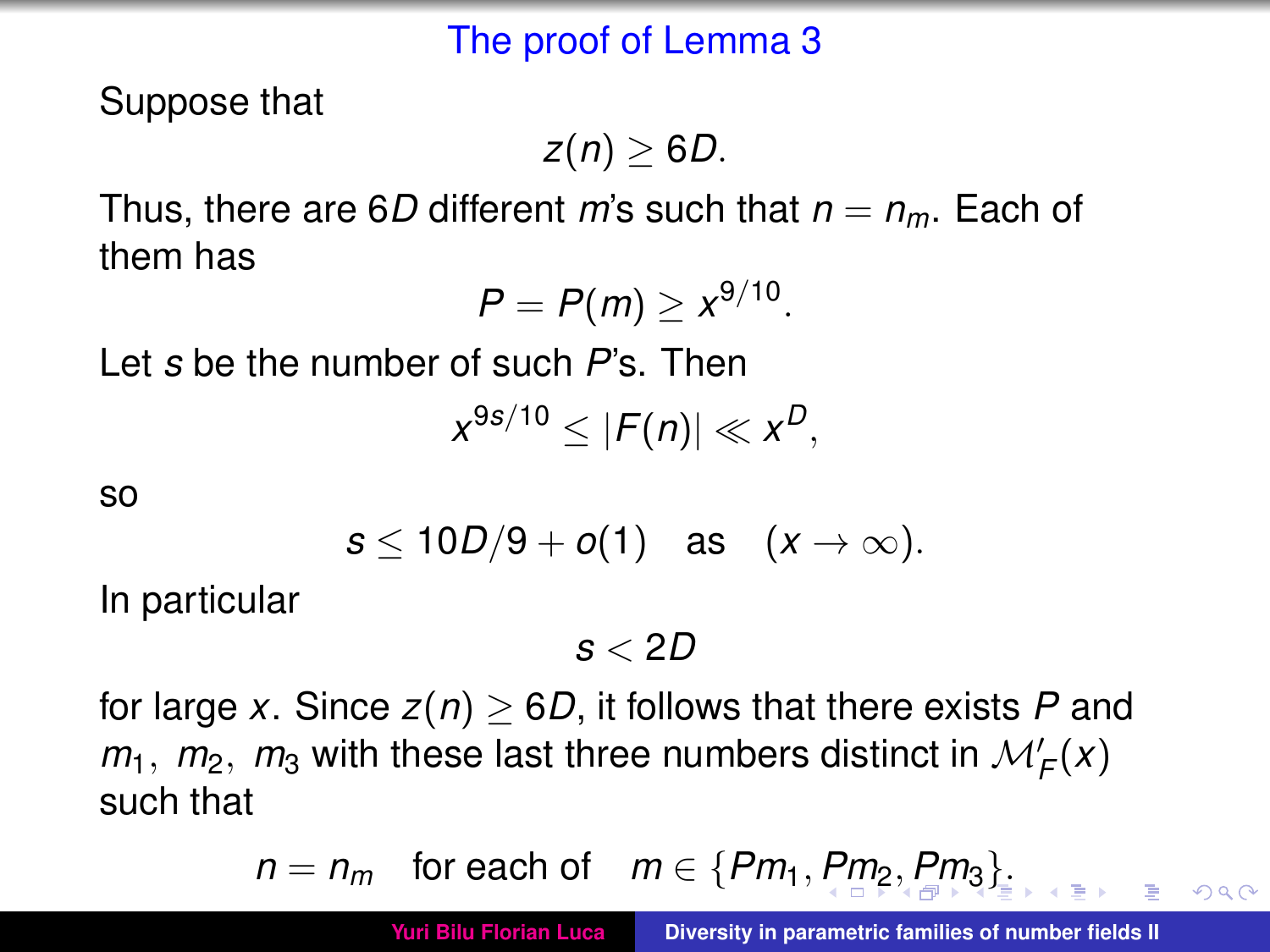# The proof of Lemma 3

Suppose that

$$z(n) \geq 6D.$$

Thus, there are $6D$ different $m$'s such that $n = n_m$. Each of them has

$$P = P(m) \geq x^{9/10}.$$

Let $s$ be the number of such $P$'s. Then

$$x^{9s/10} \leq |F(n)| \ll x^D,$$

so

$$s \leq 10D/9 + o(1) \quad \text{as} \quad (x \to \infty).$$

In particular

$$s < 2D$$

for large $x$. Since $z(n) \geq 6D$, it follows that there exists $P$ and $m_1, \ m_2, \ m_3$ with these last three numbers distinct in $\mathcal{M}'_F(x)$ such that

$$n = n_m \quad \text{for each of} \quad m \in \{Pm_1, Pm_2, Pm_3\}.$$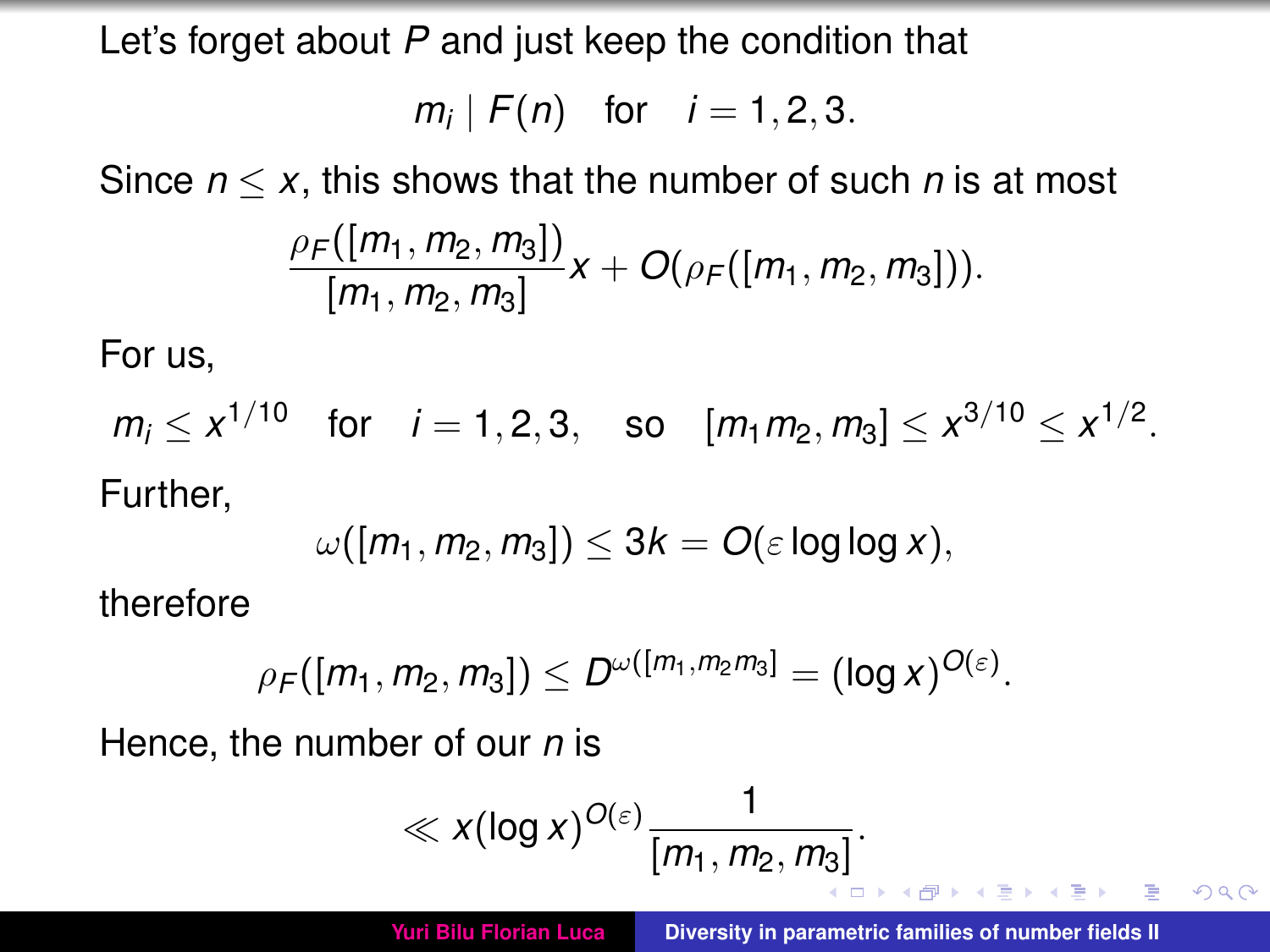Let's forget about $P$ and just keep the condition that

$$m_i \mid F(n) \quad \text{for} \quad i = 1, 2, 3.$$

Since $n \le x$, this shows that the number of such $n$ is at most

$$\frac{\rho_F([m_1, m_2, m_3])}{[m_1, m_2, m_3]} x + O(\rho_F([m_1, m_2, m_3])).$$

For us,

$$m_i \le x^{1/10} \quad \text{for} \quad i = 1, 2, 3, \quad \text{so} \quad [m_1 m_2, m_3] \le x^{3/10} \le x^{1/2}.$$

Further,

$$\omega([m_1, m_2, m_3]) \le 3k = O(\varepsilon \log\log x),$$

therefore

$$\rho_F([m_1, m_2, m_3]) \le D^{\omega([m_1, m_2 m_3]} = (\log x)^{O(\varepsilon)}.$$

Hence, the number of our $n$ is

$$\ll x(\log x)^{O(\varepsilon)} \frac{1}{[m_1, m_2, m_3]}.$$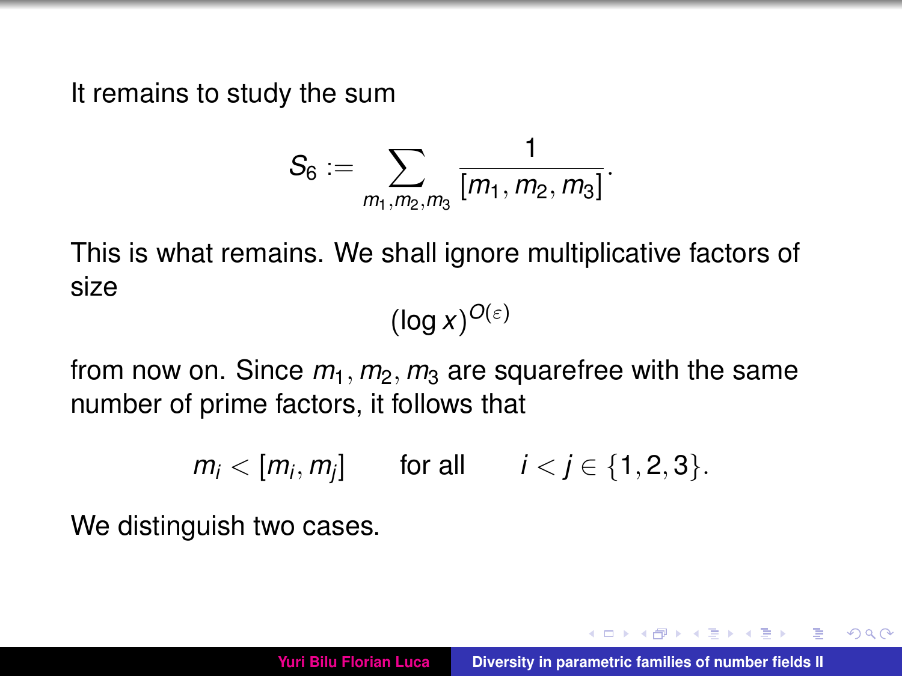It remains to study the sum

$$S_6 := \sum_{m_1, m_2, m_3} \frac{1}{[m_1, m_2, m_3]}.$$

This is what remains. We shall ignore multiplicative factors of size

$$(\log x)^{O(\varepsilon)}$$

from now on. Since $m_1, m_2, m_3$ are squarefree with the same number of prime factors, it follows that

$$m_i < [m_i, m_j] \qquad \text{for all} \qquad i < j \in \{1, 2, 3\}.$$

We distinguish two cases.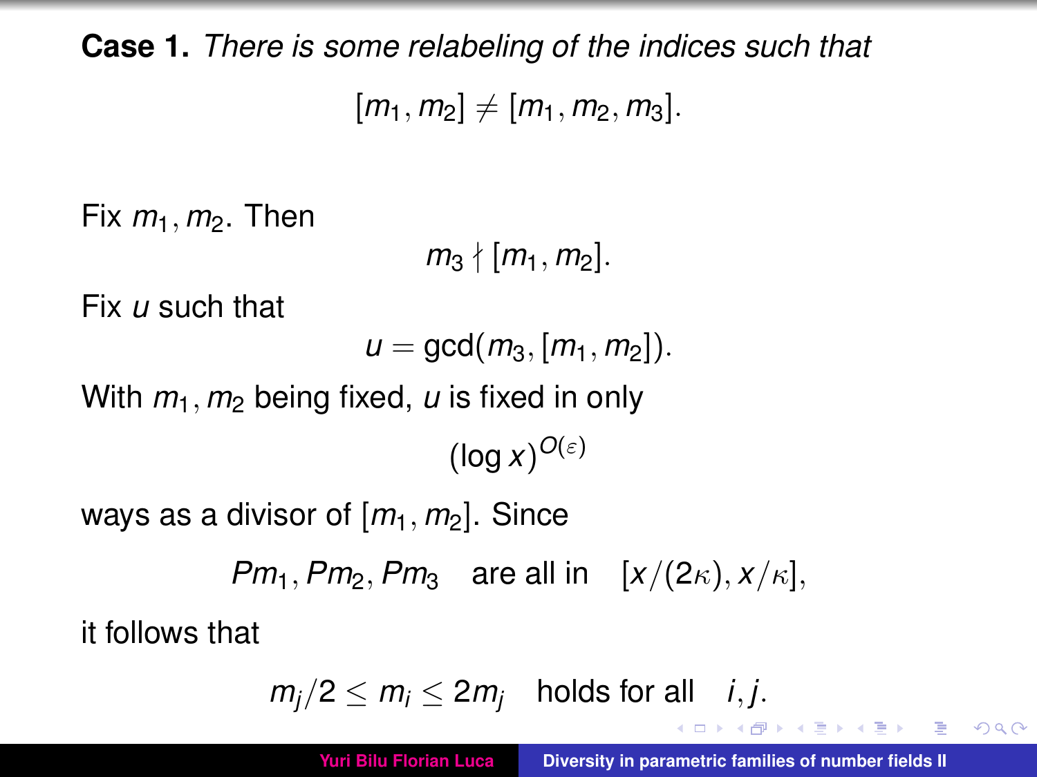**Case 1.** *There is some relabeling of the indices such that*

$$[m_1, m_2] \neq [m_1, m_2, m_3].$$

Fix $m_1, m_2$. Then

$$m_3 \nmid [m_1, m_2].$$

Fix $u$ such that

$$u = \gcd(m_3, [m_1, m_2]).$$

With $m_1, m_2$ being fixed, $u$ is fixed in only

$$(\log x)^{O(\varepsilon)}$$

ways as a divisor of $[m_1, m_2]$. Since

$$Pm_1, Pm_2, Pm_3 \quad \text{are all in} \quad [x/(2\kappa), x/\kappa],$$

it follows that

$$m_j/2 \leq m_i \leq 2m_j \quad \text{holds for all} \quad i, j.$$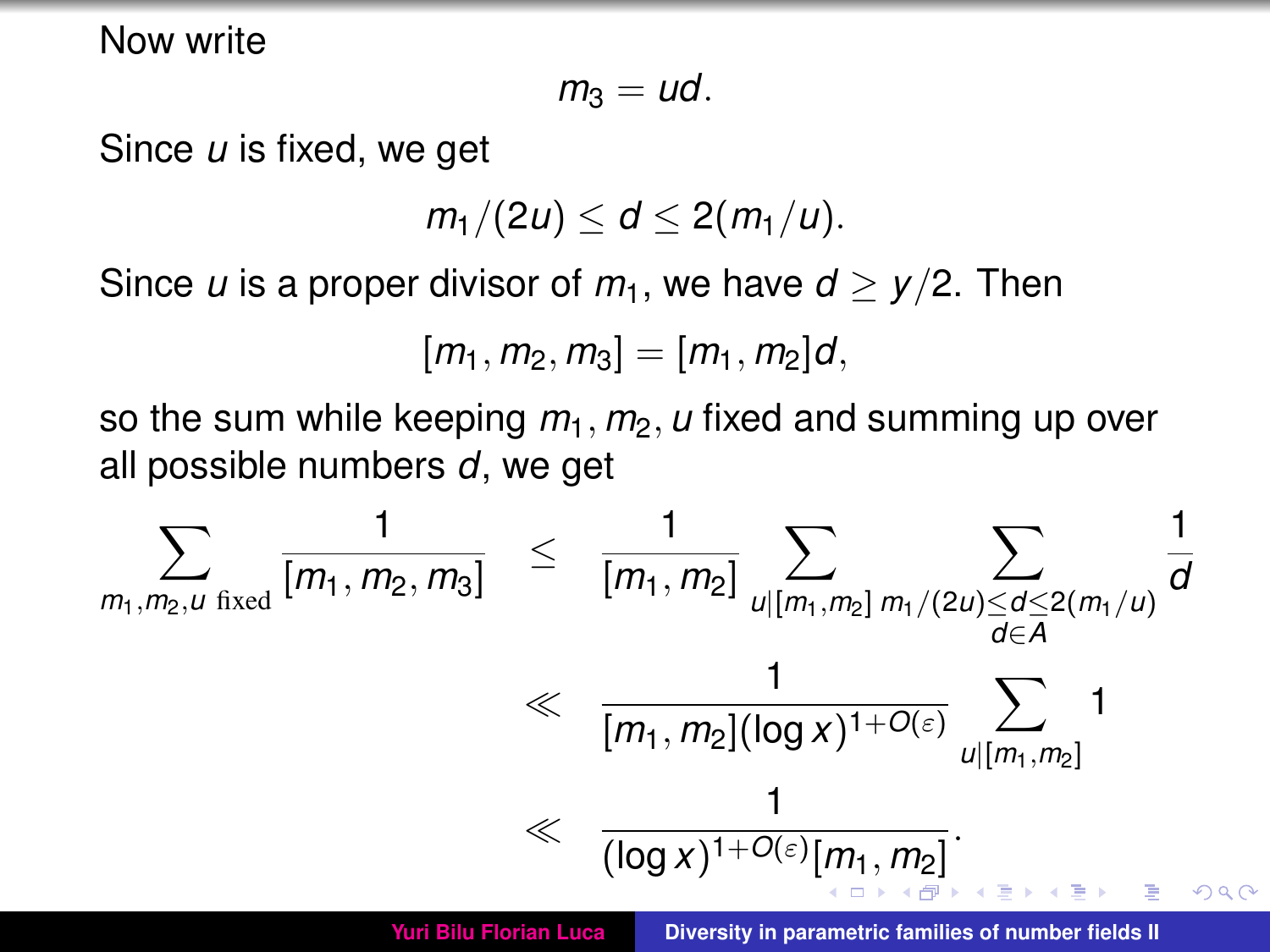Now write

$$m_3 = ud.$$

Since $u$ is fixed, we get

$$m_1/(2u) \le d \le 2(m_1/u).$$

Since $u$ is a proper divisor of $m_1$, we have $d \ge y/2$. Then

$$[m_1, m_2, m_3] = [m_1, m_2]d,$$

so the sum while keeping $m_1, m_2, u$ fixed and summing up over all possible numbers $d$, we get

$$\begin{aligned}
\sum_{m_1, m_2, u \text{ fixed}} \frac{1}{[m_1, m_2, m_3]} &\le \frac{1}{[m_1, m_2]} \sum_{u \mid [m_1, m_2]} \sum_{\substack{m_1/(2u) \le d \le 2(m_1/u) \\ d \in A}} \frac{1}{d} \\
&\ll \frac{1}{[m_1, m_2](\log x)^{1+O(\varepsilon)}} \sum_{u \mid [m_1, m_2]} 1 \\
&\ll \frac{1}{(\log x)^{1+O(\varepsilon)}[m_1, m_2]}.
\end{aligned}$$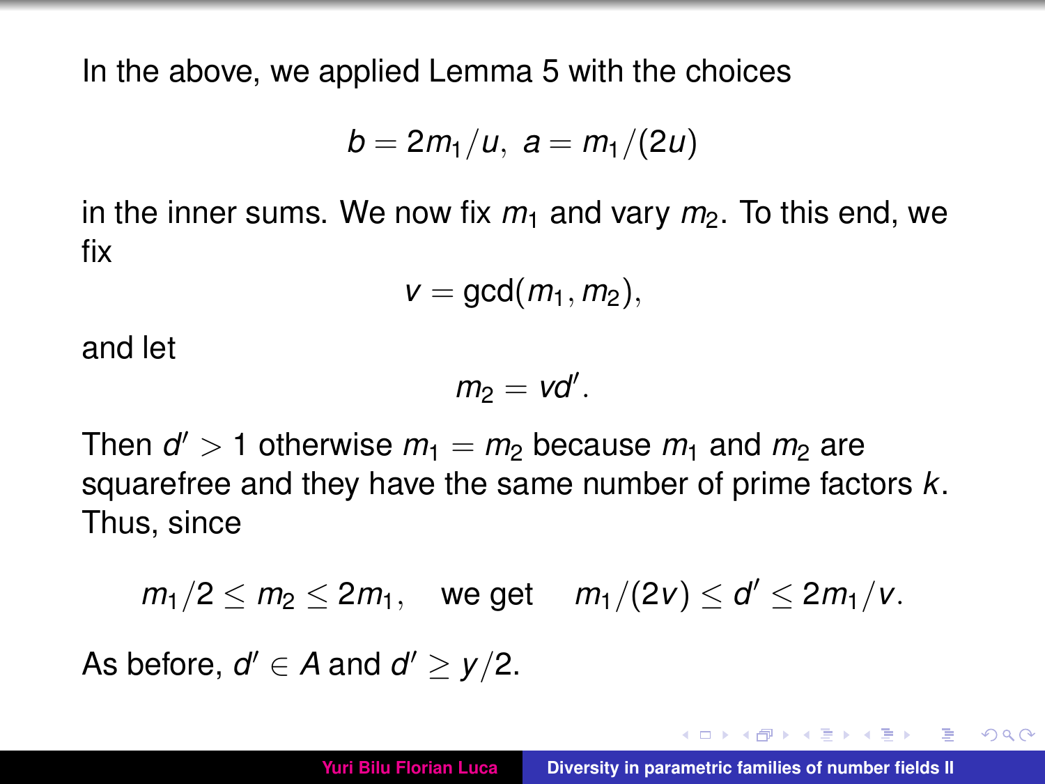In the above, we applied Lemma 5 with the choices

$$b = 2m_1/u, \ a = m_1/(2u)$$

in the inner sums. We now fix $m_1$ and vary $m_2$. To this end, we fix

$$v = \gcd(m_1, m_2),$$

and let

$$m_2 = vd'.$$

Then $d' > 1$ otherwise $m_1 = m_2$ because $m_1$ and $m_2$ are squarefree and they have the same number of prime factors $k$. Thus, since

$$m_1/2 \le m_2 \le 2m_1, \quad \text{we get} \quad m_1/(2v) \le d' \le 2m_1/v.$$

As before, $d' \in A$ and $d' \ge y/2$.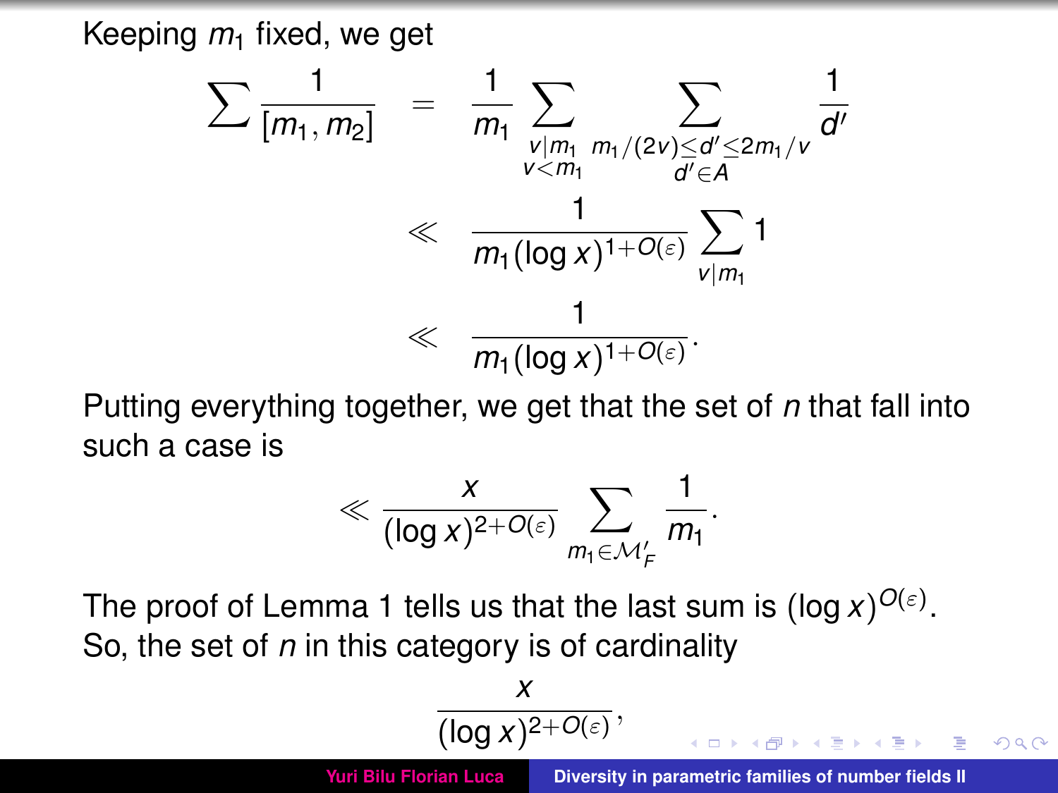Keeping $m_1$ fixed, we get

$$
\begin{aligned}
\sum \frac{1}{[m_1, m_2]} &= \frac{1}{m_1} \sum_{\substack{v \mid m_1 \\ v < m_1}} \sum_{\substack{m_1/(2v) \le d' \le 2m_1/v \\ d' \in A}} \frac{1}{d'} \\
&\ll \frac{1}{m_1 (\log x)^{1+O(\varepsilon)}} \sum_{v \mid m_1} 1 \\
&\ll \frac{1}{m_1 (\log x)^{1+O(\varepsilon)}}.
\end{aligned}
$$

Putting everything together, we get that the set of $n$ that fall into such a case is

$$
\ll \frac{x}{(\log x)^{2+O(\varepsilon)}} \sum_{m_1 \in \mathcal{M}'_F} \frac{1}{m_1}.
$$

The proof of Lemma 1 tells us that the last sum is $(\log x)^{O(\varepsilon)}$. So, the set of $n$ in this category is of cardinality

$$
\frac{x}{(\log x)^{2+O(\varepsilon)}},
$$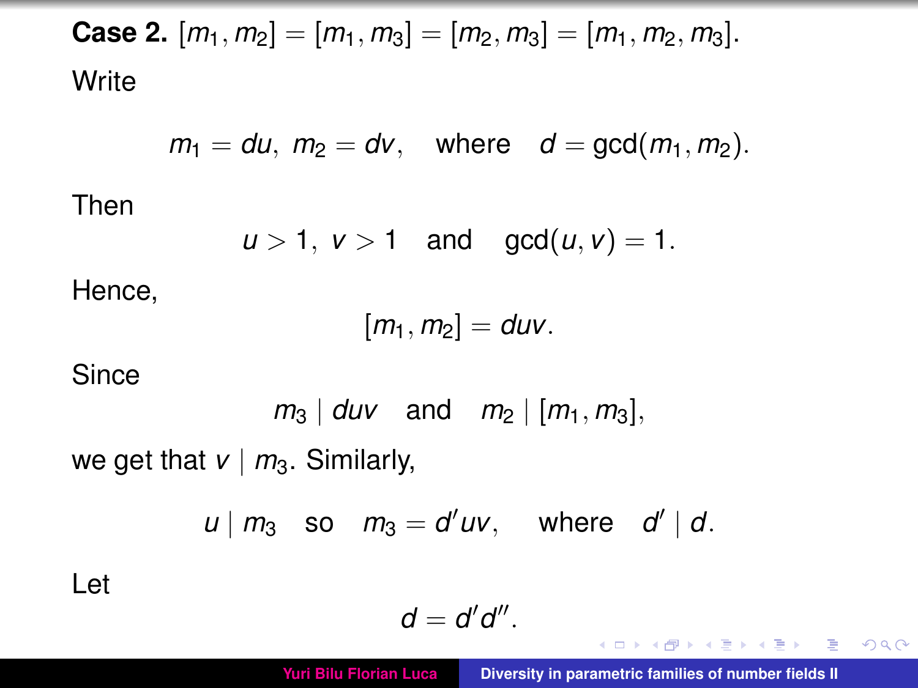**Case 2.** $[m_1, m_2] = [m_1, m_3] = [m_2, m_3] = [m_1, m_2, m_3]$.

Write

$$m_1 = du, \ m_2 = dv, \quad \text{where} \quad d = \gcd(m_1, m_2).$$

Then

$$u > 1, \ v > 1 \quad \text{and} \quad \gcd(u, v) = 1.$$

Hence,

$$[m_1, m_2] = duv.$$

Since

$$m_3 \mid duv \quad \text{and} \quad m_2 \mid [m_1, m_3],$$

we get that $v \mid m_3$. Similarly,

$$u \mid m_3 \quad \text{so} \quad m_3 = d'uv, \quad \text{where} \quad d' \mid d.$$

Let

$$d = d'd''.$$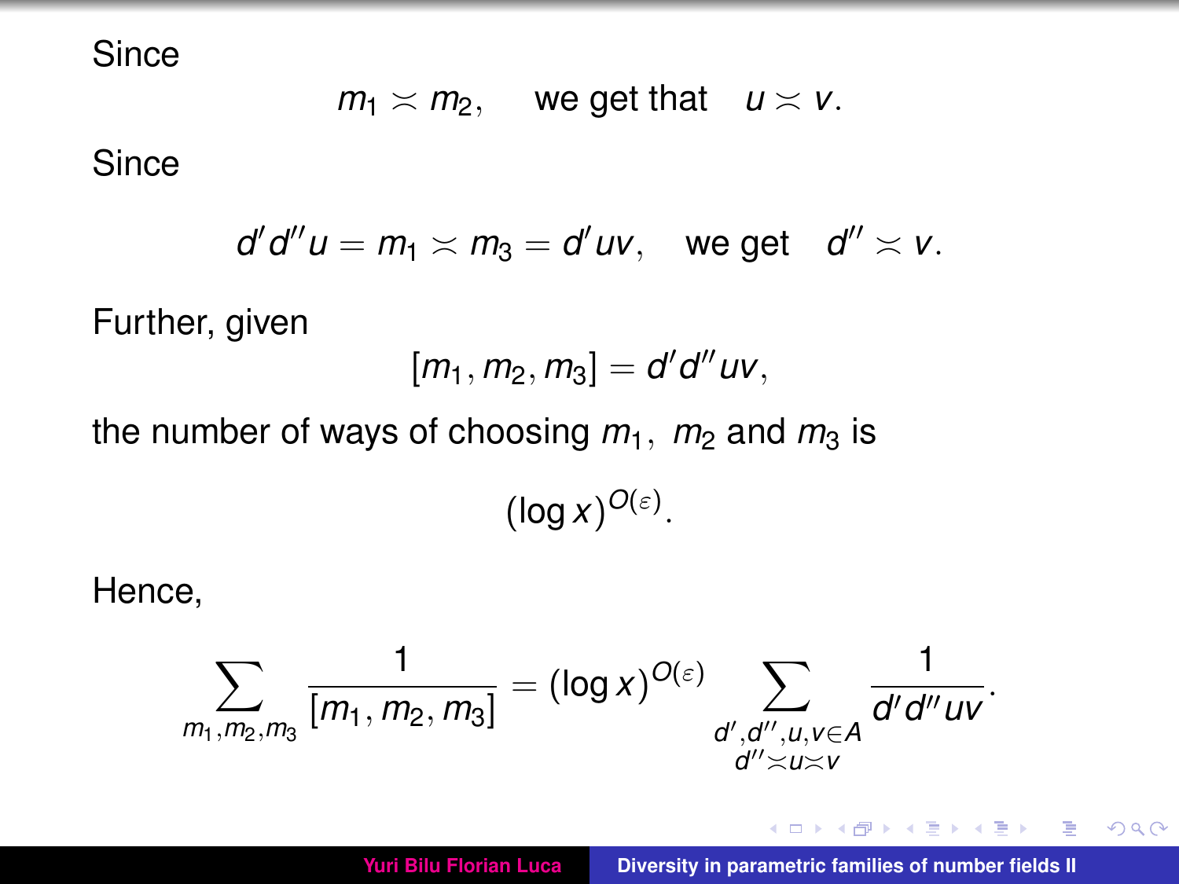Since

$$m_1 \asymp m_2, \quad \text{we get that} \quad u \asymp v.$$

Since

$$d'd''u = m_1 \asymp m_3 = d'uv, \quad \text{we get} \quad d'' \asymp v.$$

Further, given

$$[m_1, m_2, m_3] = d'd''uv,$$

the number of ways of choosing $m_1$, $m_2$ and $m_3$ is

$$(\log x)^{O(\varepsilon)}.$$

Hence,

$$\sum_{m_1, m_2, m_3} \frac{1}{[m_1, m_2, m_3]} = (\log x)^{O(\varepsilon)} \sum_{\substack{d', d'', u, v \in A \\ d'' \asymp u \asymp v}} \frac{1}{d'd''uv}.$$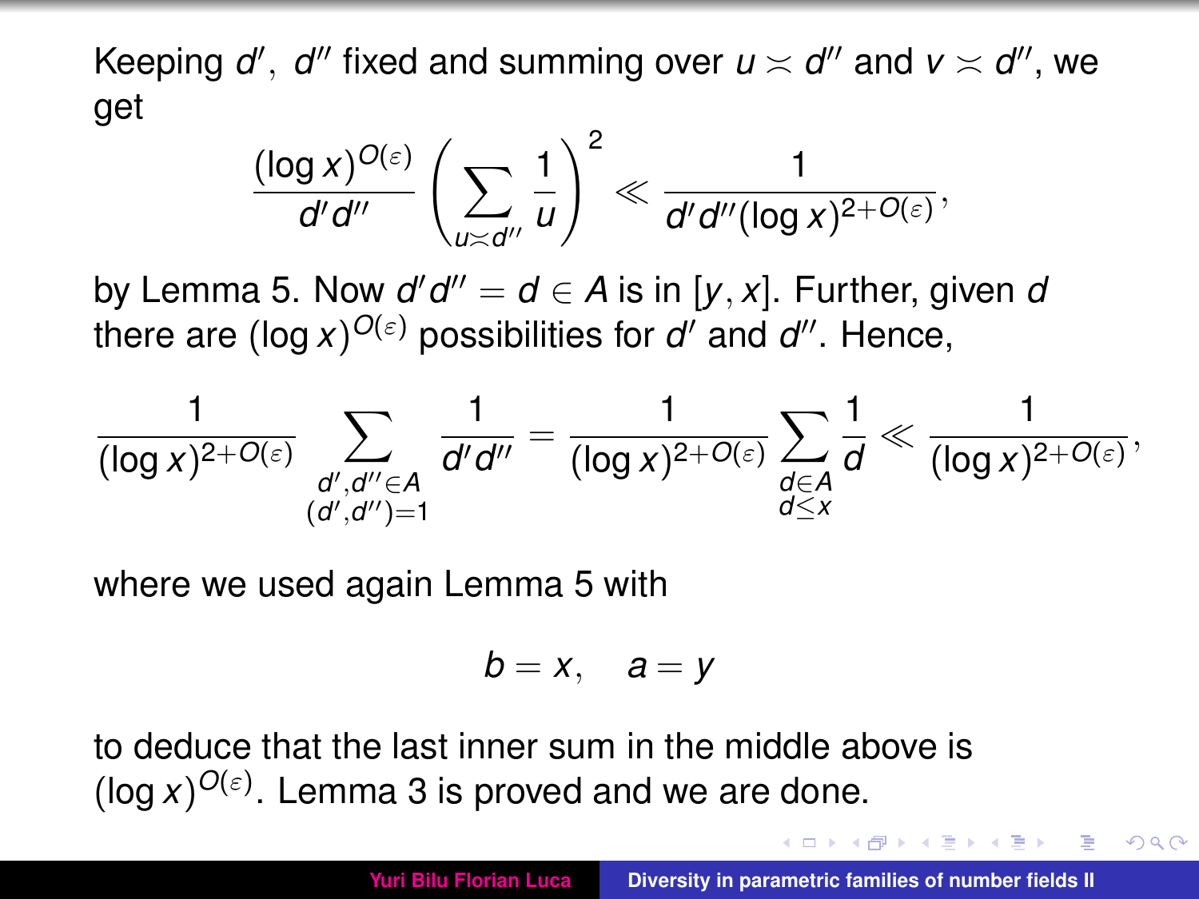Keeping $d', d''$ fixed and summing over $u \asymp d''$ and $v \asymp d''$, we get

$$\frac{(\log x)^{O(\varepsilon)}}{d'd''} \left( \sum_{u \asymp d''} \frac{1}{u} \right)^2 \ll \frac{1}{d'd''(\log x)^{2+O(\varepsilon)}},$$

by Lemma 5. Now $d'd'' = d \in A$ is in $[y, x]$. Further, given $d$ there are $(\log x)^{O(\varepsilon)}$ possibilities for $d'$ and $d''$. Hence,

$$\frac{1}{(\log x)^{2+O(\varepsilon)}} \sum_{\substack{d', d'' \in A \\ (d', d'')=1}} \frac{1}{d'd''} = \frac{1}{(\log x)^{2+O(\varepsilon)}} \sum_{\substack{d \in A \\ d \le x}} \frac{1}{d} \ll \frac{1}{(\log x)^{2+O(\varepsilon)}},$$

where we used again Lemma 5 with

$$b = x, \quad a = y$$

to deduce that the last inner sum in the middle above is $(\log x)^{O(\varepsilon)}$. Lemma 3 is proved and we are done.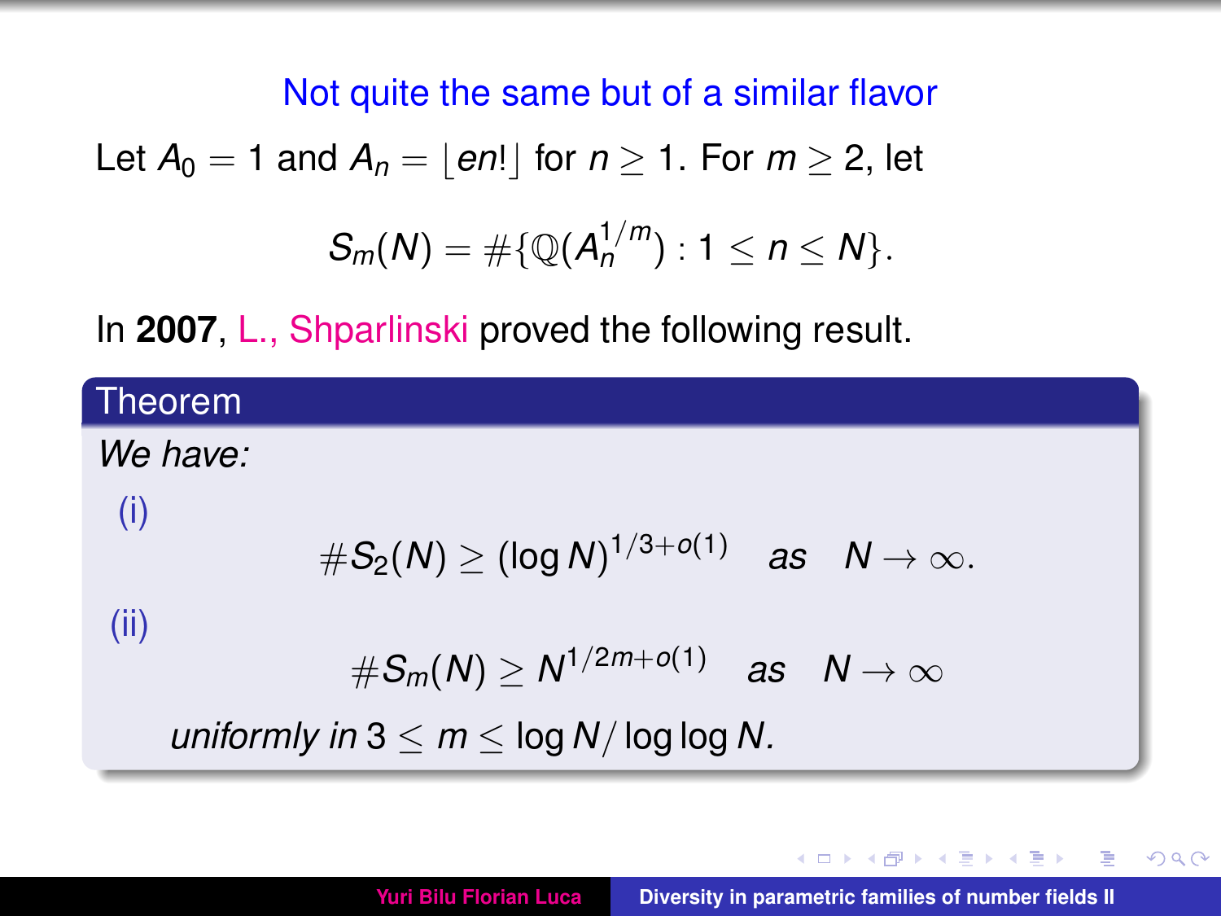## Not quite the same but of a similar flavor

Let $A_0 = 1$ and $A_n = \lfloor en! \rfloor$ for $n \geq 1$. For $m \geq 2$, let

$$S_m(N) = \#\{\mathbb{Q}(A_n^{1/m}) : 1 \leq n \leq N\}.$$

In **2007**, L., Shparlinski proved the following result.

**Theorem**

*We have:*

(i)

$$\#S_2(N) \geq (\log N)^{1/3+o(1)} \quad \textit{as} \quad N \to \infty.$$

(ii)

$$\#S_m(N) \geq N^{1/2m+o(1)} \quad \textit{as} \quad N \to \infty$$

*uniformly in* $3 \leq m \leq \log N / \log\log N$.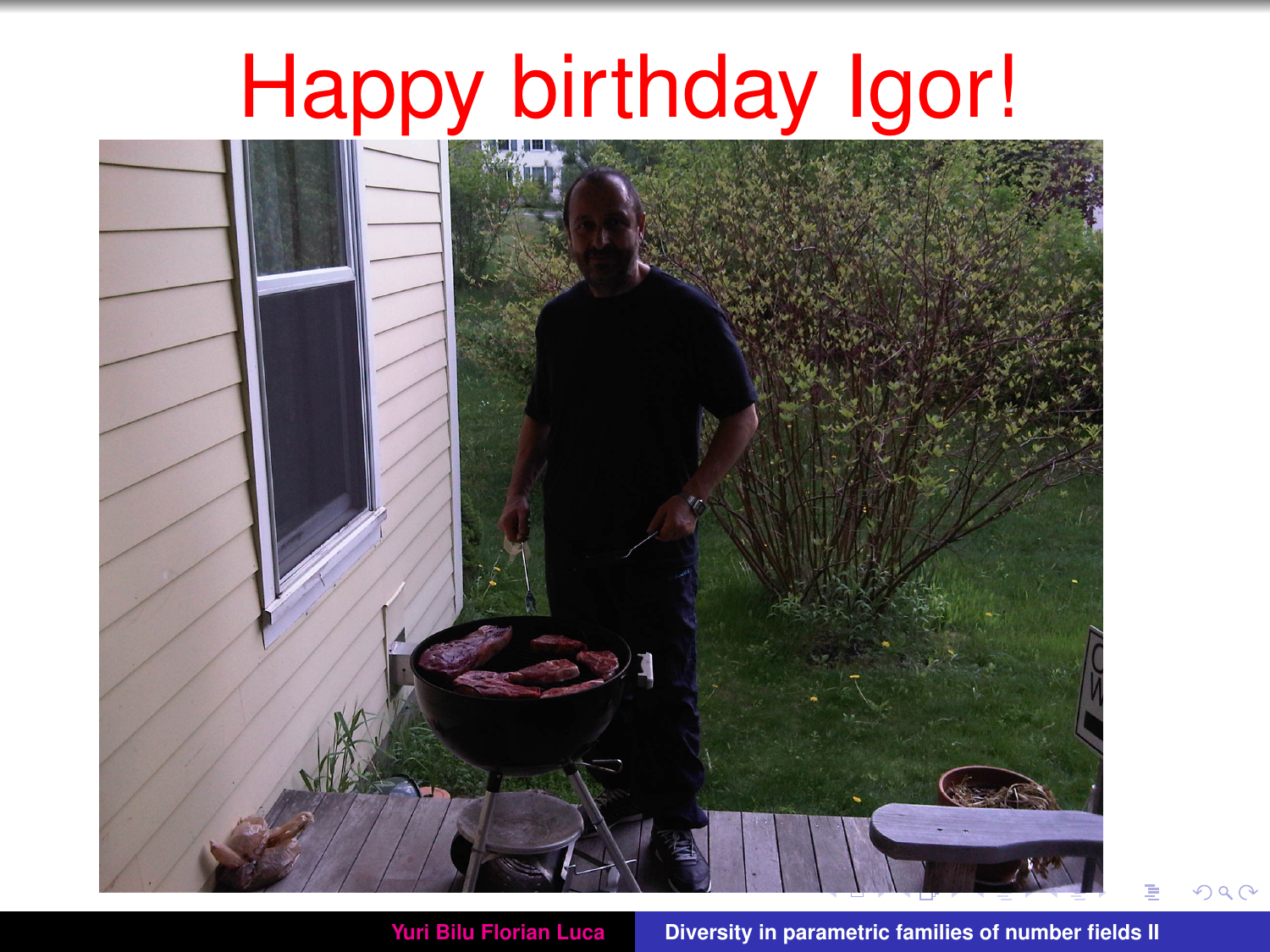# Happy birthday Igor!